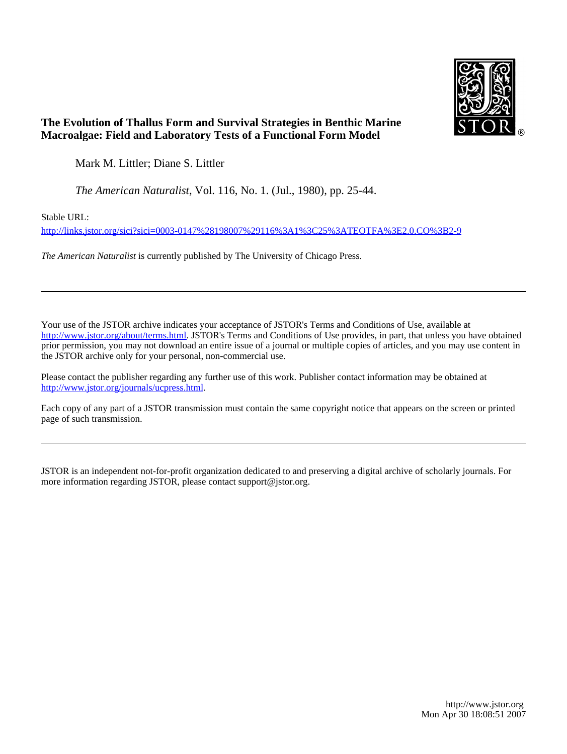**The Evolution of Thallus Form and Survival Strategies in Benthic Marine Macroalgae: Field and Laboratory Tests of a Functional Form Model**

Mark M. Littler; Diane S. Littler

*The American Naturalist*, Vol. 116, No. 1. (Jul., 1980), pp. 25-44.

Stable URL:

http://links.jstor.org/sici?sici=0003-0147%28198007%29116%3A1%3C25%3ATEOTFA%3E2.0.CO%3B2-9

*The American Naturalist* is currently published by The University of Chicago Press.

---

Your use of the JSTOR archive indicates your acceptance of JSTOR's Terms and Conditions of Use, available at http://www.jstor.org/about/terms.html. JSTOR's Terms and Conditions of Use provides, in part, that unless you have obtained prior permission, you may not download an entire issue of a journal or multiple copies of articles, and you may use content in the JSTOR archive only for your personal, non-commercial use.

Please contact the publisher regarding any further use of this work. Publisher contact information may be obtained at http://www.jstor.org/journals/ucpress.html.

Each copy of any part of a JSTOR transmission must contain the same copyright notice that appears on the screen or printed page of such transmission.

---

JSTOR is an independent not-for-profit organization dedicated to and preserving a digital archive of scholarly journals. For more information regarding JSTOR, please contact support@jstor.org.

http://www.jstor.org
Mon Apr 30 18:08:51 2007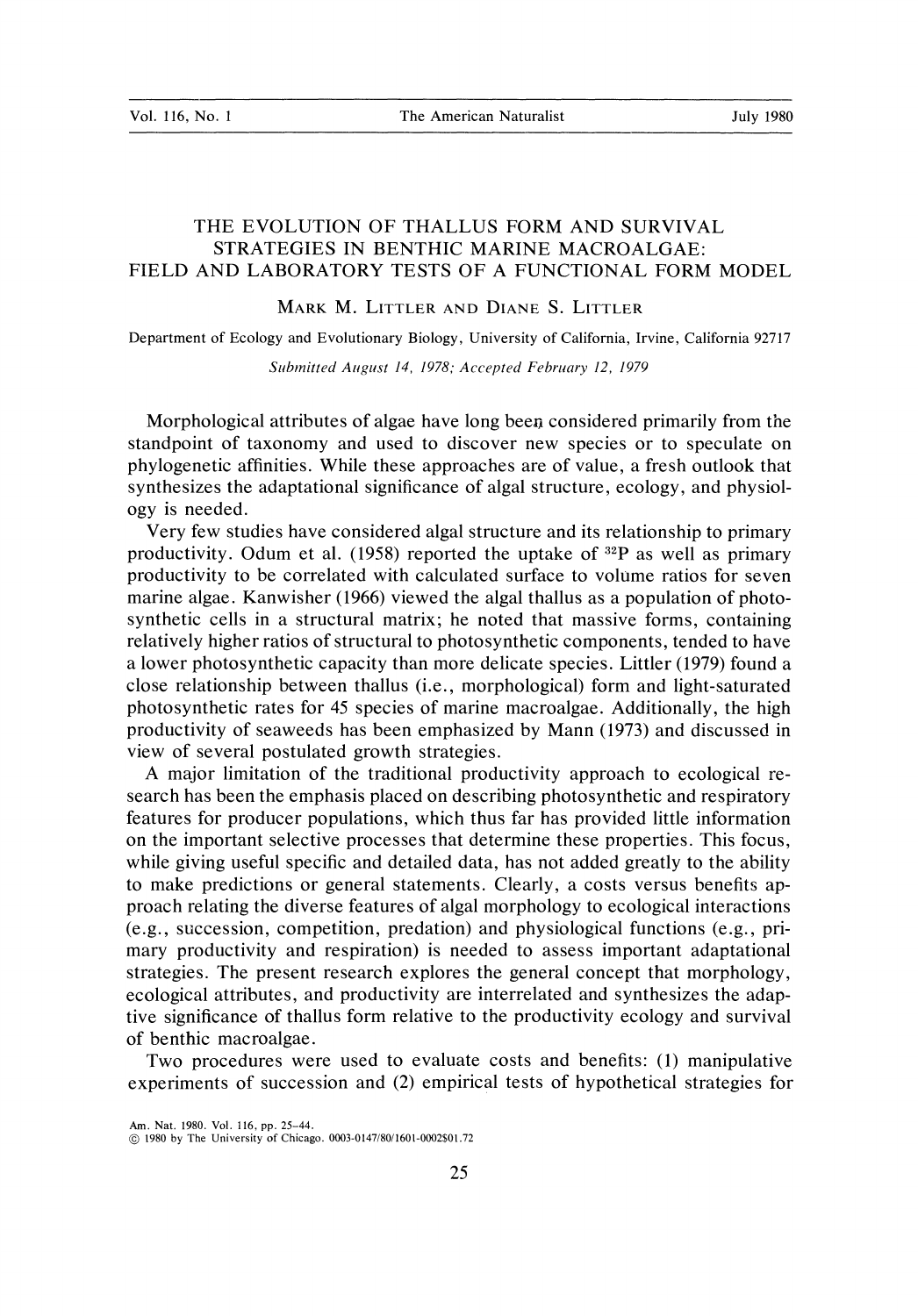# THE EVOLUTION OF THALLUS FORM AND SURVIVAL STRATEGIES IN BENTHIC MARINE MACROALGAE: FIELD AND LABORATORY TESTS OF A FUNCTIONAL FORM MODEL

MARK M. LITTLER AND DIANE S. LITTLER

Department of Ecology and Evolutionary Biology, University of California, Irvine, California 92717

*Submitted August 14, 1978; Accepted February 12, 1979*

Morphological attributes of algae have long been considered primarily from the standpoint of taxonomy and used to discover new species or to speculate on phylogenetic affinities. While these approaches are of value, a fresh outlook that synthesizes the adaptational significance of algal structure, ecology, and physiology is needed.

Very few studies have considered algal structure and its relationship to primary productivity. Odum et al. (1958) reported the uptake of $^{32}P$ as well as primary productivity to be correlated with calculated surface to volume ratios for seven marine algae. Kanwisher (1966) viewed the algal thallus as a population of photosynthetic cells in a structural matrix; he noted that massive forms, containing relatively higher ratios of structural to photosynthetic components, tended to have a lower photosynthetic capacity than more delicate species. Littler (1979) found a close relationship between thallus (i.e., morphological) form and light-saturated photosynthetic rates for 45 species of marine macroalgae. Additionally, the high productivity of seaweeds has been emphasized by Mann (1973) and discussed in view of several postulated growth strategies.

A major limitation of the traditional productivity approach to ecological research has been the emphasis placed on describing photosynthetic and respiratory features for producer populations, which thus far has provided little information on the important selective processes that determine these properties. This focus, while giving useful specific and detailed data, has not added greatly to the ability to make predictions or general statements. Clearly, a costs versus benefits approach relating the diverse features of algal morphology to ecological interactions (e.g., succession, competition, predation) and physiological functions (e.g., primary productivity and respiration) is needed to assess important adaptational strategies. The present research explores the general concept that morphology, ecological attributes, and productivity are interrelated and synthesizes the adaptive significance of thallus form relative to the productivity ecology and survival of benthic macroalgae.

Two procedures were used to evaluate costs and benefits: (1) manipulative experiments of succession and (2) empirical tests of hypothetical strategies for

Am. Nat. 1980. Vol. 116, pp. 25–44.
© 1980 by The University of Chicago. 0003-0147/80/1601-0002$01.72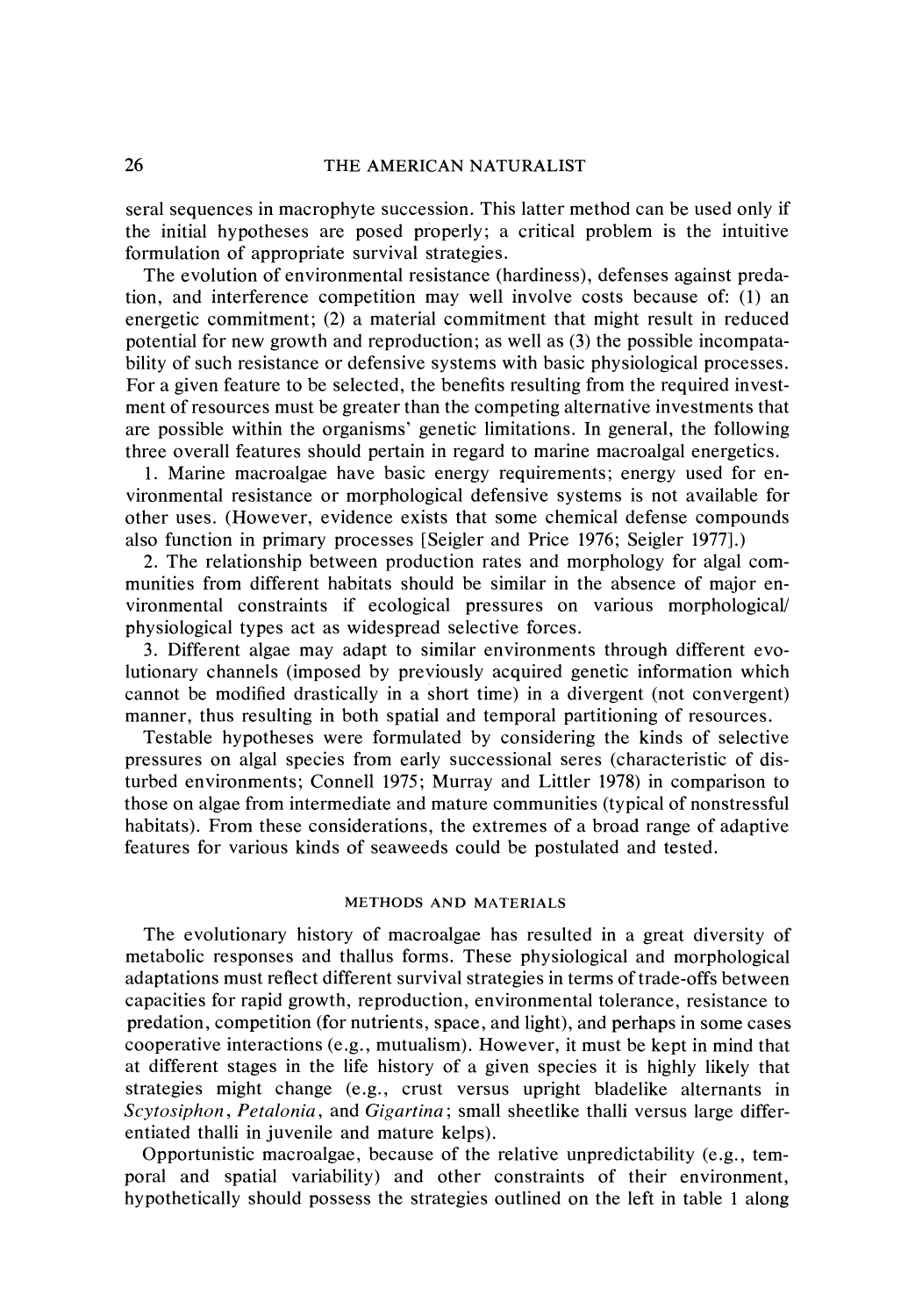seral sequences in macrophyte succession. This latter method can be used only if the initial hypotheses are posed properly; a critical problem is the intuitive formulation of appropriate survival strategies.

The evolution of environmental resistance (hardiness), defenses against predation, and interference competition may well involve costs because of: (1) an energetic commitment; (2) a material commitment that might result in reduced potential for new growth and reproduction; as well as (3) the possible incompatability of such resistance or defensive systems with basic physiological processes. For a given feature to be selected, the benefits resulting from the required investment of resources must be greater than the competing alternative investments that are possible within the organisms' genetic limitations. In general, the following three overall features should pertain in regard to marine macroalgal energetics.

1. Marine macroalgae have basic energy requirements; energy used for environmental resistance or morphological defensive systems is not available for other uses. (However, evidence exists that some chemical defense compounds also function in primary processes [Seigler and Price 1976; Seigler 1977].)

2. The relationship between production rates and morphology for algal communities from different habitats should be similar in the absence of major environmental constraints if ecological pressures on various morphological/physiological types act as widespread selective forces.

3. Different algae may adapt to similar environments through different evolutionary channels (imposed by previously acquired genetic information which cannot be modified drastically in a short time) in a divergent (not convergent) manner, thus resulting in both spatial and temporal partitioning of resources.

Testable hypotheses were formulated by considering the kinds of selective pressures on algal species from early successional seres (characteristic of disturbed environments; Connell 1975; Murray and Littler 1978) in comparison to those on algae from intermediate and mature communities (typical of nonstressful habitats). From these considerations, the extremes of a broad range of adaptive features for various kinds of seaweeds could be postulated and tested.

## METHODS AND MATERIALS

The evolutionary history of macroalgae has resulted in a great diversity of metabolic responses and thallus forms. These physiological and morphological adaptations must reflect different survival strategies in terms of trade-offs between capacities for rapid growth, reproduction, environmental tolerance, resistance to predation, competition (for nutrients, space, and light), and perhaps in some cases cooperative interactions (e.g., mutualism). However, it must be kept in mind that at different stages in the life history of a given species it is highly likely that strategies might change (e.g., crust versus upright bladelike alternants in *Scytosiphon*, *Petalonia*, and *Gigartina*; small sheetlike thalli versus large differentiated thalli in juvenile and mature kelps).

Opportunistic macroalgae, because of the relative unpredictability (e.g., temporal and spatial variability) and other constraints of their environment, hypothetically should possess the strategies outlined on the left in table 1 along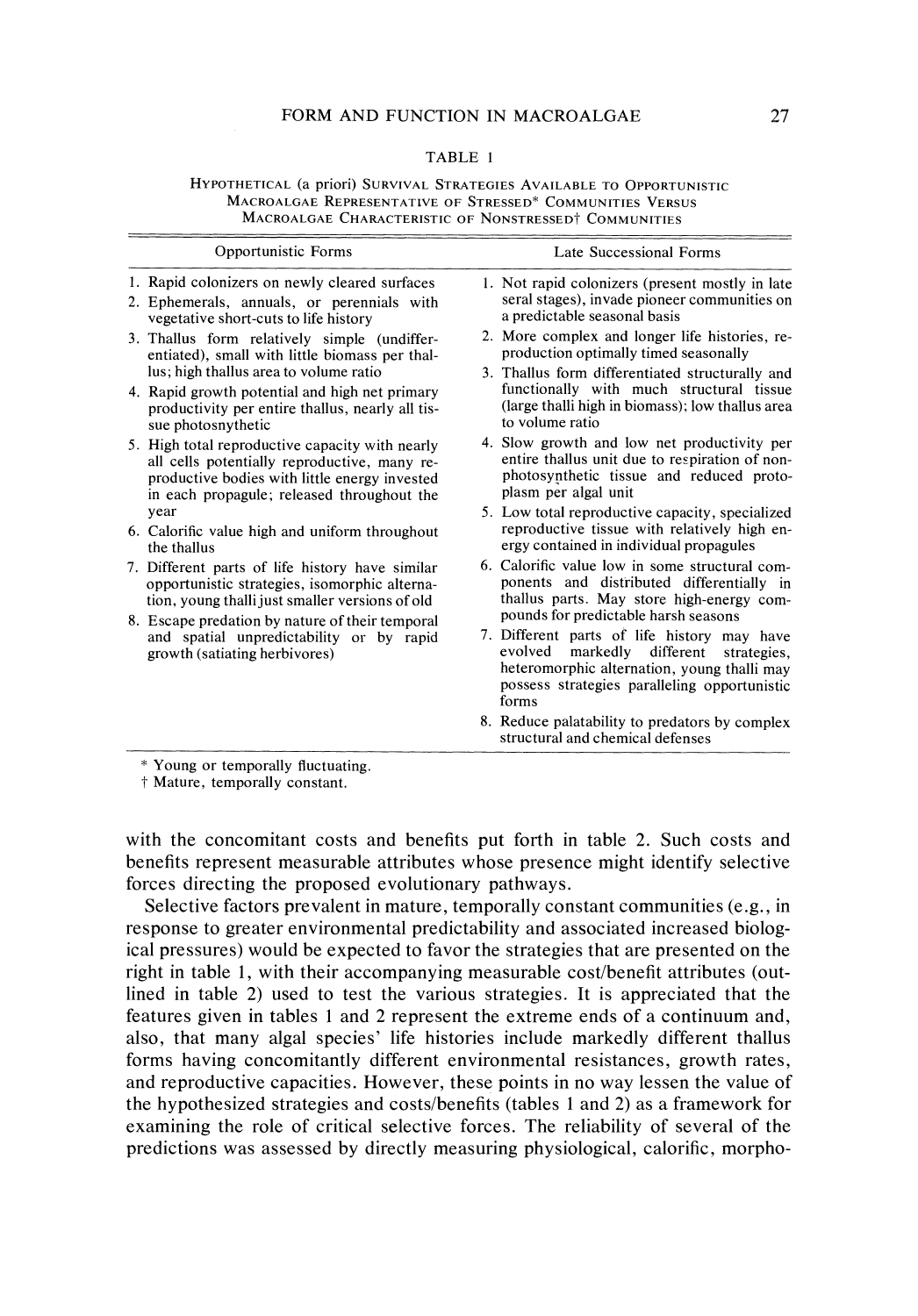TABLE 1

HYPOTHETICAL (a priori) SURVIVAL STRATEGIES AVAILABLE TO OPPORTUNISTIC MACROALGAE REPRESENTATIVE OF STRESSED* COMMUNITIES VERSUS MACROALGAE CHARACTERISTIC OF NONSTRESSED† COMMUNITIES

| Opportunistic Forms | Late Successional Forms |
|---|---|
| 1. Rapid colonizers on newly cleared surfaces | 1. Not rapid colonizers (present mostly in late seral stages), invade pioneer communities on a predictable seasonal basis |
| 2. Ephemerals, annuals, or perennials with vegetative short-cuts to life history | 2. More complex and longer life histories, reproduction optimally timed seasonally |
| 3. Thallus form relatively simple (undifferentiated), small with little biomass per thallus; high thallus area to volume ratio | 3. Thallus form differentiated structurally and functionally with much structural tissue (large thalli high in biomass); low thallus area to volume ratio |
| 4. Rapid growth potential and high net primary productivity per entire thallus, nearly all tissue photosynthetic | 4. Slow growth and low net productivity per entire thallus unit due to respiration of nonphotosynthetic tissue and reduced protoplasm per algal unit |
| 5. High total reproductive capacity with nearly all cells potentially reproductive, many reproductive bodies with little energy invested in each propagule; released throughout the year | 5. Low total reproductive capacity, specialized reproductive tissue with relatively high energy contained in individual propagules |
| 6. Calorific value high and uniform throughout the thallus | 6. Calorific value low in some structural components and distributed differentially in thallus parts. May store high-energy compounds for predictable harsh seasons |
| 7. Different parts of life history have similar opportunistic strategies, isomorphic alternation, young thalli just smaller versions of old | 7. Different parts of life history may have evolved markedly different strategies, heteromorphic alternation, young thalli may possess strategies paralleling opportunistic forms |
| 8. Escape predation by nature of their temporal and spatial unpredictability or by rapid growth (satiating herbivores) | 8. Reduce palatability to predators by complex structural and chemical defenses |

* Young or temporally fluctuating.
† Mature, temporally constant.

with the concomitant costs and benefits put forth in table 2. Such costs and benefits represent measurable attributes whose presence might identify selective forces directing the proposed evolutionary pathways.

Selective factors prevalent in mature, temporally constant communities (e.g., in response to greater environmental predictability and associated increased biological pressures) would be expected to favor the strategies that are presented on the right in table 1, with their accompanying measurable cost/benefit attributes (outlined in table 2) used to test the various strategies. It is appreciated that the features given in tables 1 and 2 represent the extreme ends of a continuum and, also, that many algal species' life histories include markedly different thallus forms having concomitantly different environmental resistances, growth rates, and reproductive capacities. However, these points in no way lessen the value of the hypothesized strategies and costs/benefits (tables 1 and 2) as a framework for examining the role of critical selective forces. The reliability of several of the predictions was assessed by directly measuring physiological, calorific, morpho-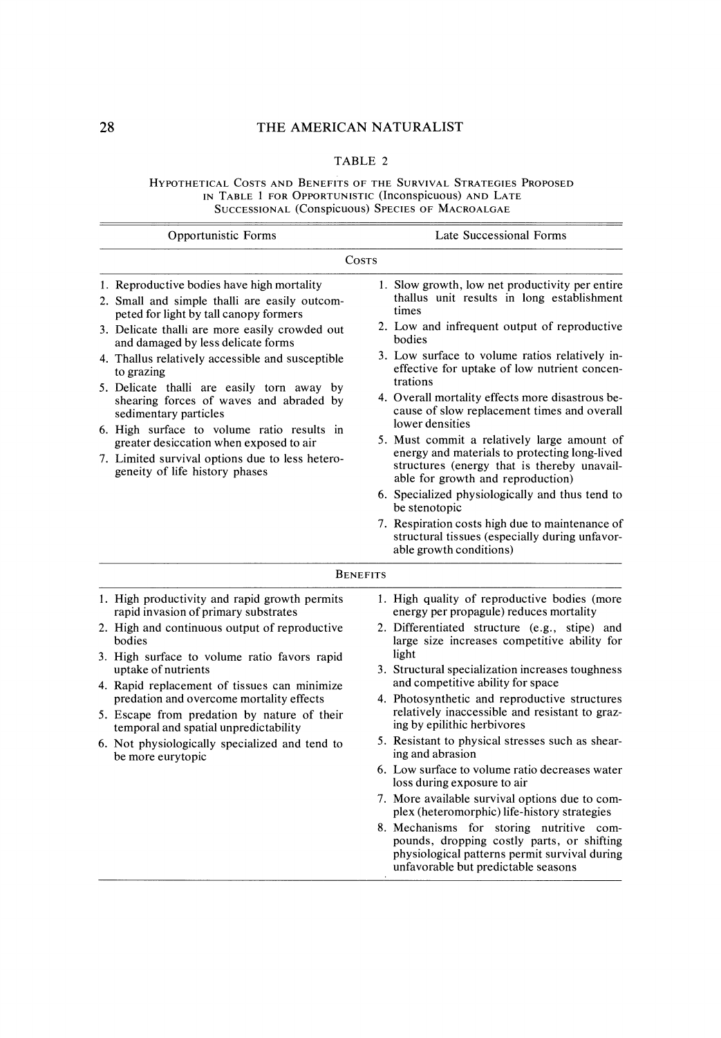TABLE 2

Hypothetical Costs and Benefits of the Survival Strategies Proposed in Table 1 for Opportunistic (Inconspicuous) and Late Successional (Conspicuous) Species of Macroalgae

| Opportunistic Forms | Late Successional Forms |
| --- | --- |
| **Costs** | |
| 1. Reproductive bodies have high mortality | 1. Slow growth, low net productivity per entire thallus unit results in long establishment times |
| 2. Small and simple thalli are easily outcompeted for light by tall canopy formers | 2. Low and infrequent output of reproductive bodies |
| 3. Delicate thalli are more easily crowded out and damaged by less delicate forms | 3. Low surface to volume ratios relatively ineffective for uptake of low nutrient concentrations |
| 4. Thallus relatively accessible and susceptible to grazing | 4. Overall mortality effects more disastrous because of slow replacement times and overall lower densities |
| 5. Delicate thalli are easily torn away by shearing forces of waves and abraded by sedimentary particles | 5. Must commit a relatively large amount of energy and materials to protecting long-lived structures (energy that is thereby unavailable for growth and reproduction) |
| 6. High surface to volume ratio results in greater desiccation when exposed to air | 6. Specialized physiologically and thus tend to be stenotopic |
| 7. Limited survival options due to less heterogeneity of life history phases | 7. Respiration costs high due to maintenance of structural tissues (especially during unfavorable growth conditions) |
| **Benefits** | |
| 1. High productivity and rapid growth permits rapid invasion of primary substrates | 1. High quality of reproductive bodies (more energy per propagule) reduces mortality |
| 2. High and continuous output of reproductive bodies | 2. Differentiated structure (e.g., stipe) and large size increases competitive ability for light |
| 3. High surface to volume ratio favors rapid uptake of nutrients | 3. Structural specialization increases toughness and competitive ability for space |
| 4. Rapid replacement of tissues can minimize predation and overcome mortality effects | 4. Photosynthetic and reproductive structures relatively inaccessible and resistant to grazing by epilithic herbivores |
| 5. Escape from predation by nature of their temporal and spatial unpredictability | 5. Resistant to physical stresses such as shearing and abrasion |
| 6. Not physiologically specialized and tend to be more eurytopic | 6. Low surface to volume ratio decreases water loss during exposure to air |
| | 7. More available survival options due to complex (heteromorphic) life-history strategies |
| | 8. Mechanisms for storing nutritive compounds, dropping costly parts, or shifting physiological patterns permit survival during unfavorable but predictable seasons |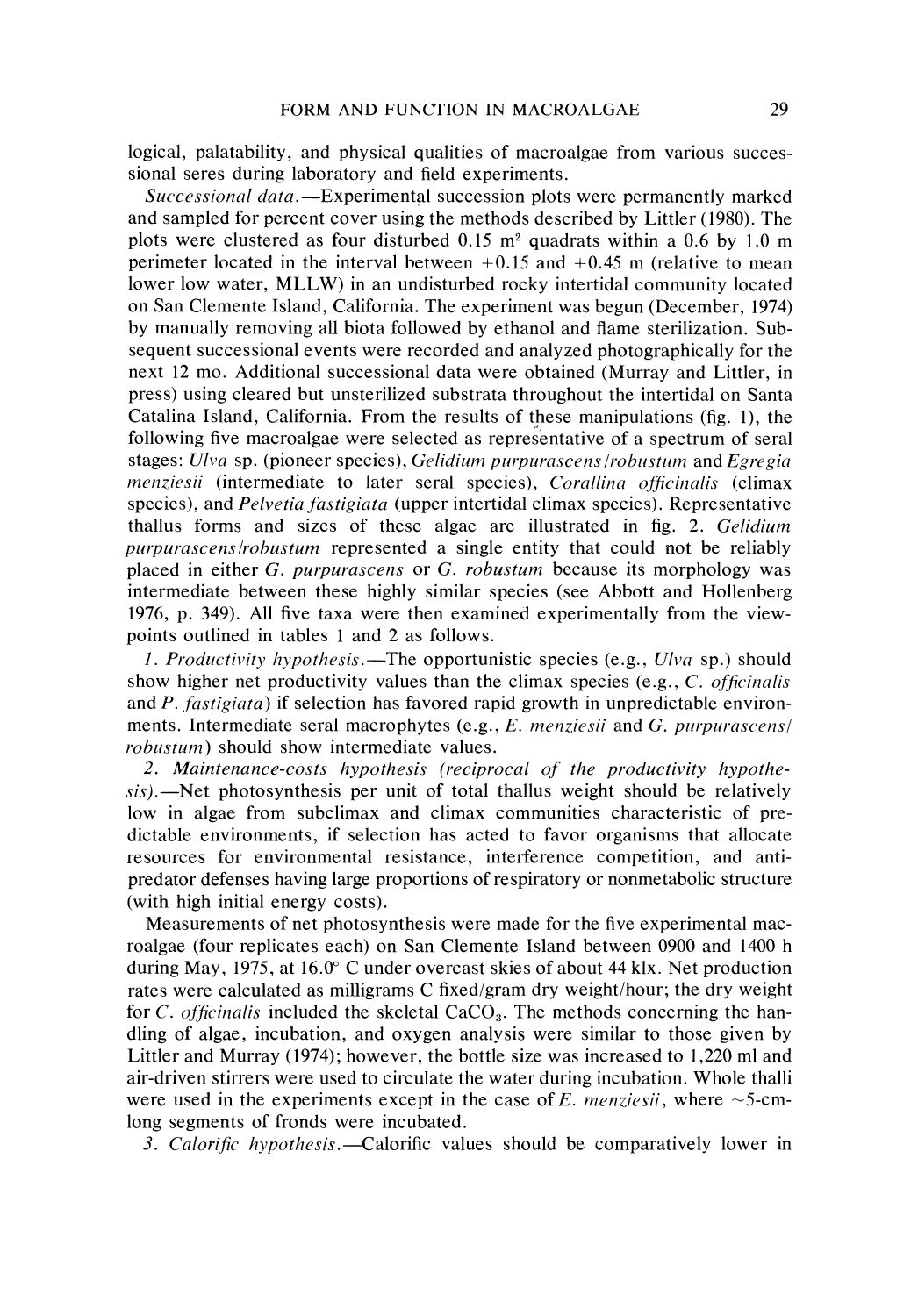logical, palatability, and physical qualities of macroalgae from various successional seres during laboratory and field experiments.

*Successional data.*—Experimental succession plots were permanently marked and sampled for percent cover using the methods described by Littler (1980). The plots were clustered as four disturbed 0.15 $m^2$ quadrats within a 0.6 by 1.0 m perimeter located in the interval between +0.15 and +0.45 m (relative to mean lower low water, MLLW) in an undisturbed rocky intertidal community located on San Clemente Island, California. The experiment was begun (December, 1974) by manually removing all biota followed by ethanol and flame sterilization. Subsequent successional events were recorded and analyzed photographically for the next 12 mo. Additional successional data were obtained (Murray and Littler, in press) using cleared but unsterilized substrata throughout the intertidal on Santa Catalina Island, California. From the results of these manipulations (fig. 1), the following five macroalgae were selected as representative of a spectrum of seral stages: *Ulva* sp. (pioneer species), *Gelidium purpurascens/robustum* and *Egregia menziesii* (intermediate to later seral species), *Corallina officinalis* (climax species), and *Pelvetia fastigiata* (upper intertidal climax species). Representative thallus forms and sizes of these algae are illustrated in fig. 2. *Gelidium purpurascens/robustum* represented a single entity that could not be reliably placed in either *G. purpurascens* or *G. robustum* because its morphology was intermediate between these highly similar species (see Abbott and Hollenberg 1976, p. 349). All five taxa were then examined experimentally from the viewpoints outlined in tables 1 and 2 as follows.

*1. Productivity hypothesis.*—The opportunistic species (e.g., *Ulva* sp.) should show higher net productivity values than the climax species (e.g., *C. officinalis* and *P. fastigiata*) if selection has favored rapid growth in unpredictable environments. Intermediate seral macrophytes (e.g., *E. menziesii* and *G. purpurascens/robustum*) should show intermediate values.

*2. Maintenance-costs hypothesis (reciprocal of the productivity hypothesis).*—Net photosynthesis per unit of total thallus weight should be relatively low in algae from subclimax and climax communities characteristic of predictable environments, if selection has acted to favor organisms that allocate resources for environmental resistance, interference competition, and antipredator defenses having large proportions of respiratory or nonmetabolic structure (with high initial energy costs).

Measurements of net photosynthesis were made for the five experimental macroalgae (four replicates each) on San Clemente Island between 0900 and 1400 h during May, 1975, at 16.0° C under overcast skies of about 44 klx. Net production rates were calculated as milligrams C fixed/gram dry weight/hour; the dry weight for *C. officinalis* included the skeletal $CaCO_3$. The methods concerning the handling of algae, incubation, and oxygen analysis were similar to those given by Littler and Murray (1974); however, the bottle size was increased to 1,220 ml and air-driven stirrers were used to circulate the water during incubation. Whole thalli were used in the experiments except in the case of *E. menziesii*, where ~5-cm-long segments of fronds were incubated.

*3. Calorific hypothesis.*—Calorific values should be comparatively lower in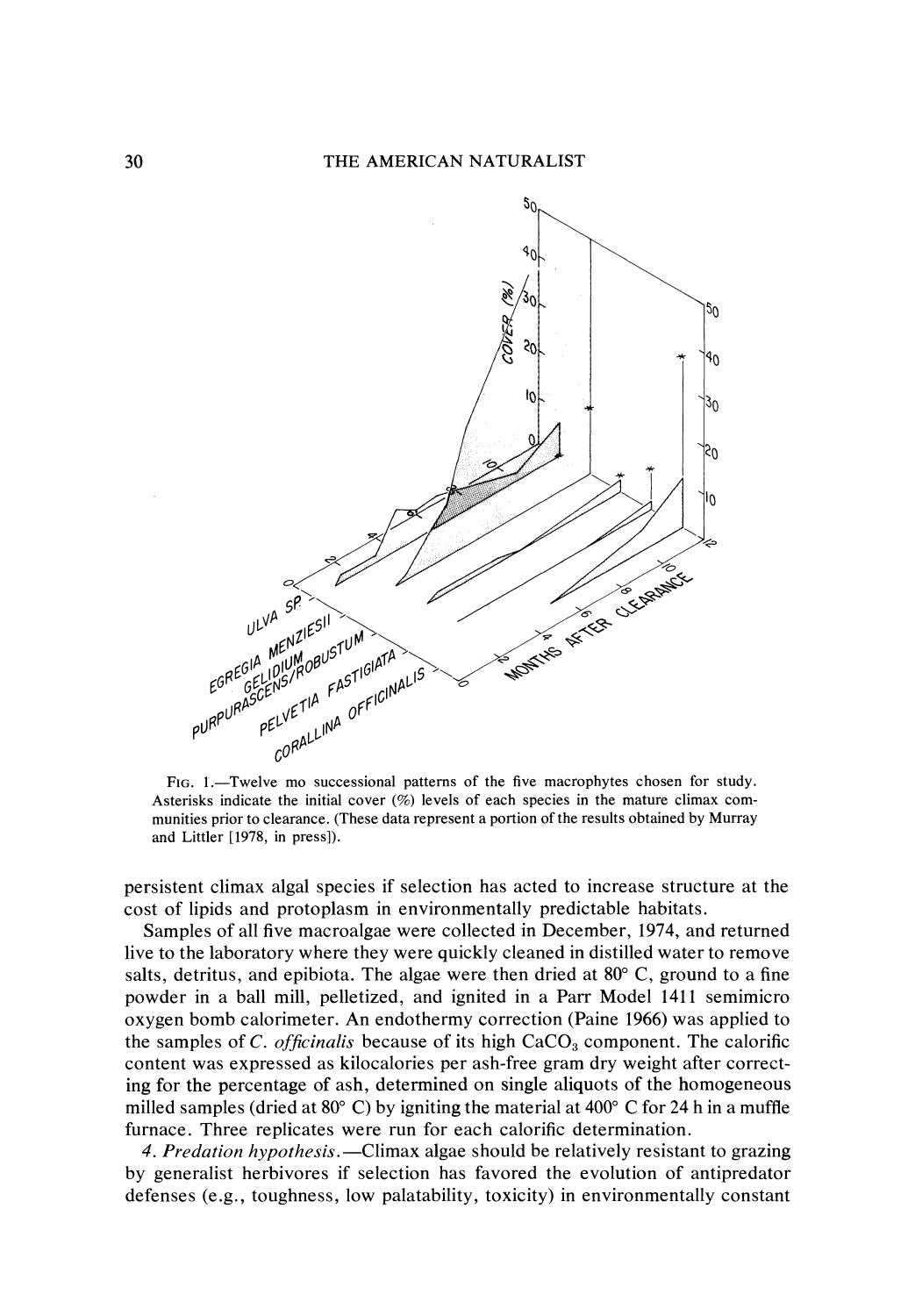FIG. 1.—Twelve mo successional patterns of the five macrophytes chosen for study. Asterisks indicate the initial cover (%) levels of each species in the mature climax communities prior to clearance. (These data represent a portion of the results obtained by Murray and Littler [1978, in press]).

persistent climax algal species if selection has acted to increase structure at the cost of lipids and protoplasm in environmentally predictable habitats.

Samples of all five macroalgae were collected in December, 1974, and returned live to the laboratory where they were quickly cleaned in distilled water to remove salts, detritus, and epibiota. The algae were then dried at 80° C, ground to a fine powder in a ball mill, pelletized, and ignited in a Parr Model 1411 semimicro oxygen bomb calorimeter. An endothermy correction (Paine 1966) was applied to the samples of *C. officinalis* because of its high $CaCO_3$ component. The calorific content was expressed as kilocalories per ash-free gram dry weight after correcting for the percentage of ash, determined on single aliquots of the homogeneous milled samples (dried at 80° C) by igniting the material at 400° C for 24 h in a muffle furnace. Three replicates were run for each calorific determination.

*4. Predation hypothesis.*—Climax algae should be relatively resistant to grazing by generalist herbivores if selection has favored the evolution of antipredator defenses (e.g., toughness, low palatability, toxicity) in environmentally constant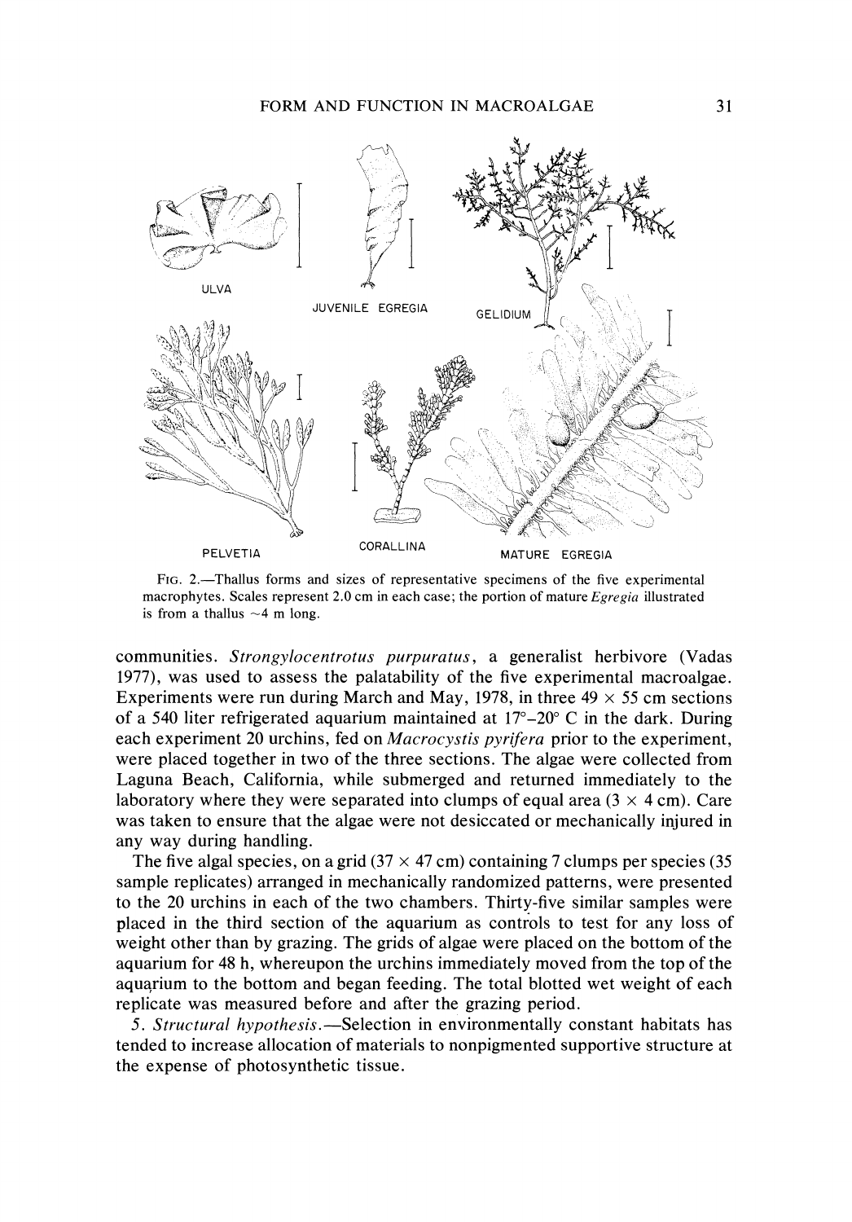FIG. 2.—Thallus forms and sizes of representative specimens of the five experimental macrophytes. Scales represent 2.0 cm in each case; the portion of mature *Egregia* illustrated is from a thallus ~4 m long.

communities. *Strongylocentrotus purpuratus*, a generalist herbivore (Vadas 1977), was used to assess the palatability of the five experimental macroalgae. Experiments were run during March and May, 1978, in three 49 × 55 cm sections of a 540 liter refrigerated aquarium maintained at 17°–20° C in the dark. During each experiment 20 urchins, fed on *Macrocystis pyrifera* prior to the experiment, were placed together in two of the three sections. The algae were collected from Laguna Beach, California, while submerged and returned immediately to the laboratory where they were separated into clumps of equal area (3 × 4 cm). Care was taken to ensure that the algae were not desiccated or mechanically injured in any way during handling.

The five algal species, on a grid (37 × 47 cm) containing 7 clumps per species (35 sample replicates) arranged in mechanically randomized patterns, were presented to the 20 urchins in each of the two chambers. Thirty-five similar samples were placed in the third section of the aquarium as controls to test for any loss of weight other than by grazing. The grids of algae were placed on the bottom of the aquarium for 48 h, whereupon the urchins immediately moved from the top of the aquarium to the bottom and began feeding. The total blotted wet weight of each replicate was measured before and after the grazing period.

5. *Structural hypothesis*.—Selection in environmentally constant habitats has tended to increase allocation of materials to nonpigmented supportive structure at the expense of photosynthetic tissue.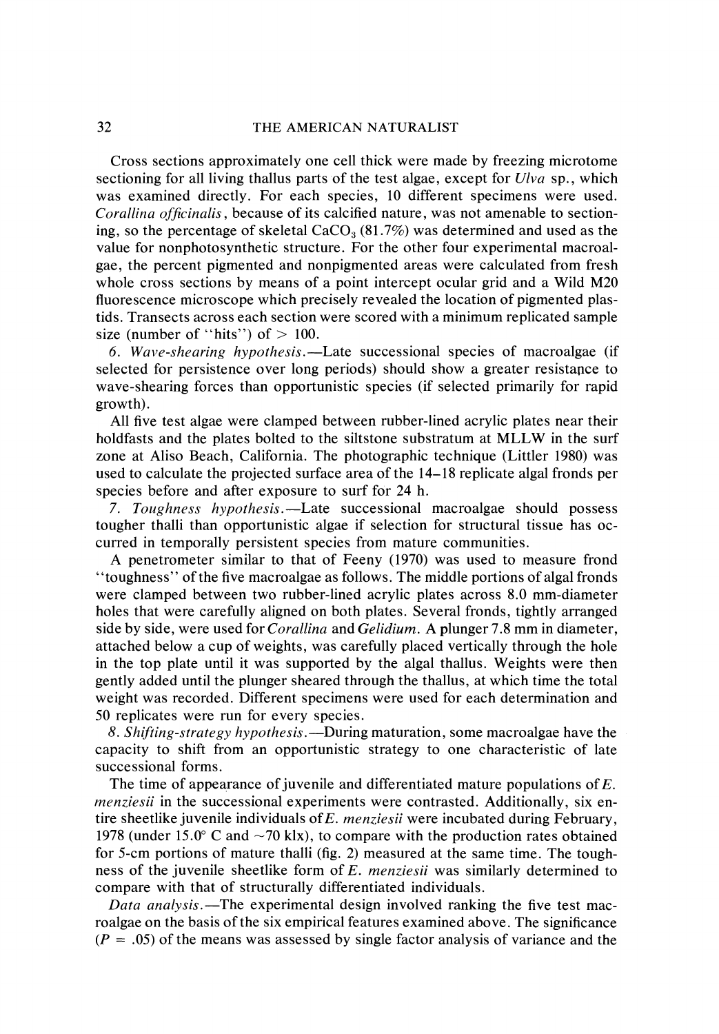Cross sections approximately one cell thick were made by freezing microtome sectioning for all living thallus parts of the test algae, except for *Ulva* sp., which was examined directly. For each species, 10 different specimens were used. *Corallina officinalis*, because of its calcified nature, was not amenable to sectioning, so the percentage of skeletal $CaCO_3$ (81.7%) was determined and used as the value for nonphotosynthetic structure. For the other four experimental macroalgae, the percent pigmented and nonpigmented areas were calculated from fresh whole cross sections by means of a point intercept ocular grid and a Wild M20 fluorescence microscope which precisely revealed the location of pigmented plastids. Transects across each section were scored with a minimum replicated sample size (number of "hits") of > 100.

6. *Wave-shearing hypothesis.*—Late successional species of macroalgae (if selected for persistence over long periods) should show a greater resistance to wave-shearing forces than opportunistic species (if selected primarily for rapid growth).

All five test algae were clamped between rubber-lined acrylic plates near their holdfasts and the plates bolted to the siltstone substratum at MLLW in the surf zone at Aliso Beach, California. The photographic technique (Littler 1980) was used to calculate the projected surface area of the 14–18 replicate algal fronds per species before and after exposure to surf for 24 h.

7. *Toughness hypothesis.*—Late successional macroalgae should possess tougher thalli than opportunistic algae if selection for structural tissue has occurred in temporally persistent species from mature communities.

A penetrometer similar to that of Feeny (1970) was used to measure frond "toughness" of the five macroalgae as follows. The middle portions of algal fronds were clamped between two rubber-lined acrylic plates across 8.0 mm-diameter holes that were carefully aligned on both plates. Several fronds, tightly arranged side by side, were used for *Corallina* and *Gelidium*. A plunger 7.8 mm in diameter, attached below a cup of weights, was carefully placed vertically through the hole in the top plate until it was supported by the algal thallus. Weights were then gently added until the plunger sheared through the thallus, at which time the total weight was recorded. Different specimens were used for each determination and 50 replicates were run for every species.

8. *Shifting-strategy hypothesis.*—During maturation, some macroalgae have the capacity to shift from an opportunistic strategy to one characteristic of late successional forms.

The time of appearance of juvenile and differentiated mature populations of *E. menziesii* in the successional experiments were contrasted. Additionally, six entire sheetlike juvenile individuals of *E. menziesii* were incubated during February, 1978 (under 15.0° C and ~70 klx), to compare with the production rates obtained for 5-cm portions of mature thalli (fig. 2) measured at the same time. The toughness of the juvenile sheetlike form of *E. menziesii* was similarly determined to compare with that of structurally differentiated individuals.

*Data analysis.*—The experimental design involved ranking the five test macroalgae on the basis of the six empirical features examined above. The significance ($P = .05$) of the means was assessed by single factor analysis of variance and the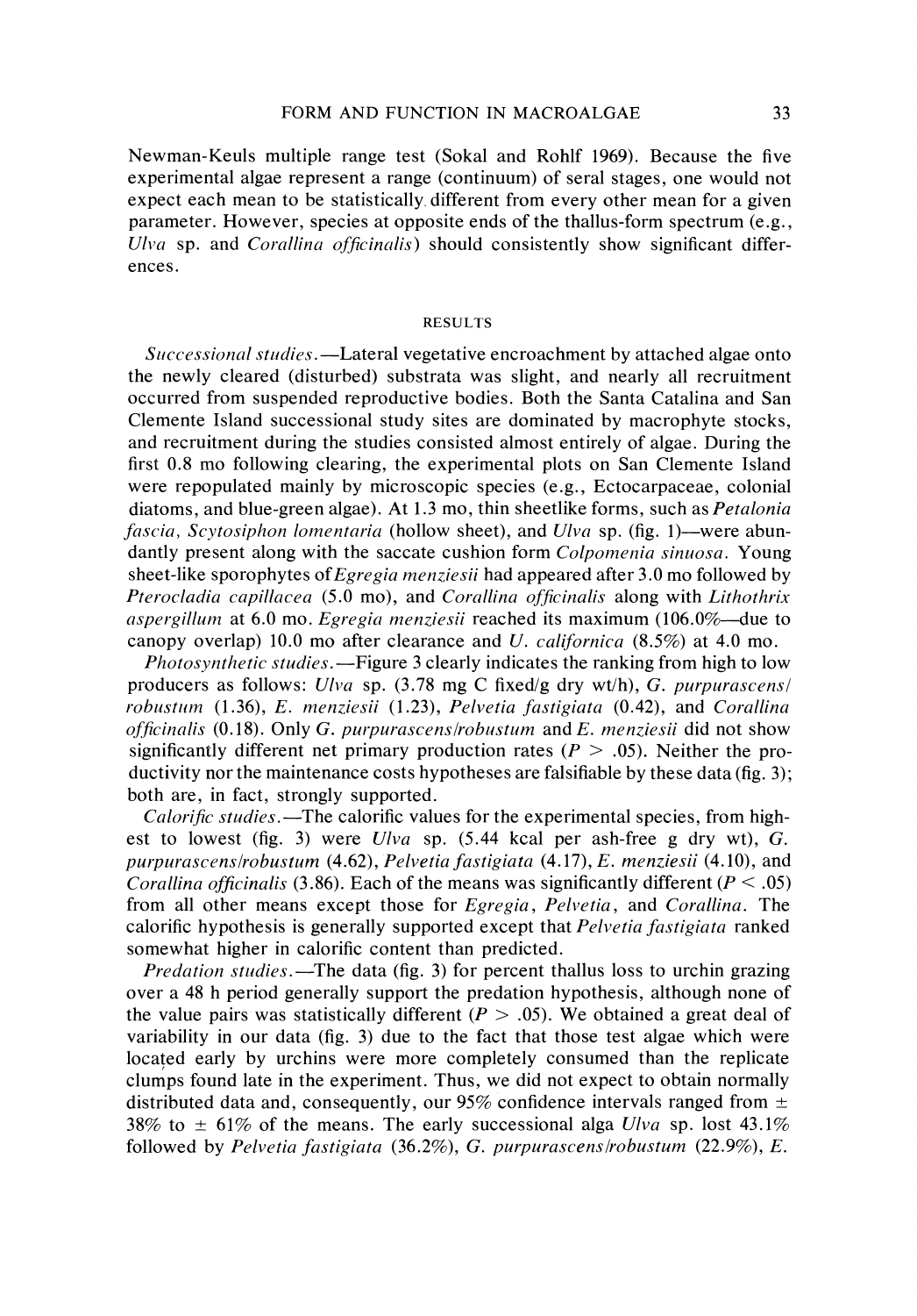Newman-Keuls multiple range test (Sokal and Rohlf 1969). Because the five experimental algae represent a range (continuum) of seral stages, one would not expect each mean to be statistically different from every other mean for a given parameter. However, species at opposite ends of the thallus-form spectrum (e.g., *Ulva* sp. and *Corallina officinalis*) should consistently show significant differences.

## RESULTS

*Successional studies.*—Lateral vegetative encroachment by attached algae onto the newly cleared (disturbed) substrata was slight, and nearly all recruitment occurred from suspended reproductive bodies. Both the Santa Catalina and San Clemente Island successional study sites are dominated by macrophyte stocks, and recruitment during the studies consisted almost entirely of algae. During the first 0.8 mo following clearing, the experimental plots on San Clemente Island were repopulated mainly by microscopic species (e.g., Ectocarpaceae, colonial diatoms, and blue-green algae). At 1.3 mo, thin sheetlike forms, such as *Petalonia fascia*, *Scytosiphon lomentaria* (hollow sheet), and *Ulva* sp. (fig. 1)—were abundantly present along with the saccate cushion form *Colpomenia sinuosa*. Young sheet-like sporophytes of *Egregia menziesii* had appeared after 3.0 mo followed by *Pterocladia capillacea* (5.0 mo), and *Corallina officinalis* along with *Lithothrix aspergillum* at 6.0 mo. *Egregia menziesii* reached its maximum (106.0%—due to canopy overlap) 10.0 mo after clearance and *U. californica* (8.5%) at 4.0 mo.

*Photosynthetic studies.*—Figure 3 clearly indicates the ranking from high to low producers as follows: *Ulva* sp. (3.78 mg C fixed/g dry wt/h), *G. purpurascens/robustum* (1.36), *E. menziesii* (1.23), *Pelvetia fastigiata* (0.42), and *Corallina officinalis* (0.18). Only *G. purpurascens/robustum* and *E. menziesii* did not show significantly different net primary production rates ($P > .05$). Neither the productivity nor the maintenance costs hypotheses are falsifiable by these data (fig. 3); both are, in fact, strongly supported.

*Calorific studies.*—The calorific values for the experimental species, from highest to lowest (fig. 3) were *Ulva* sp. (5.44 kcal per ash-free g dry wt), *G. purpurascens/robustum* (4.62), *Pelvetia fastigiata* (4.17), *E. menziesii* (4.10), and *Corallina officinalis* (3.86). Each of the means was significantly different ($P < .05$) from all other means except those for *Egregia*, *Pelvetia*, and *Corallina*. The calorific hypothesis is generally supported except that *Pelvetia fastigiata* ranked somewhat higher in calorific content than predicted.

*Predation studies.*—The data (fig. 3) for percent thallus loss to urchin grazing over a 48 h period generally support the predation hypothesis, although none of the value pairs was statistically different ($P > .05$). We obtained a great deal of variability in our data (fig. 3) due to the fact that those test algae which were located early by urchins were more completely consumed than the replicate clumps found late in the experiment. Thus, we did not expect to obtain normally distributed data and, consequently, our 95% confidence intervals ranged from $\pm$ 38% to $\pm$ 61% of the means. The early successional alga *Ulva* sp. lost 43.1% followed by *Pelvetia fastigiata* (36.2%), *G. purpurascens/robustum* (22.9%), *E.*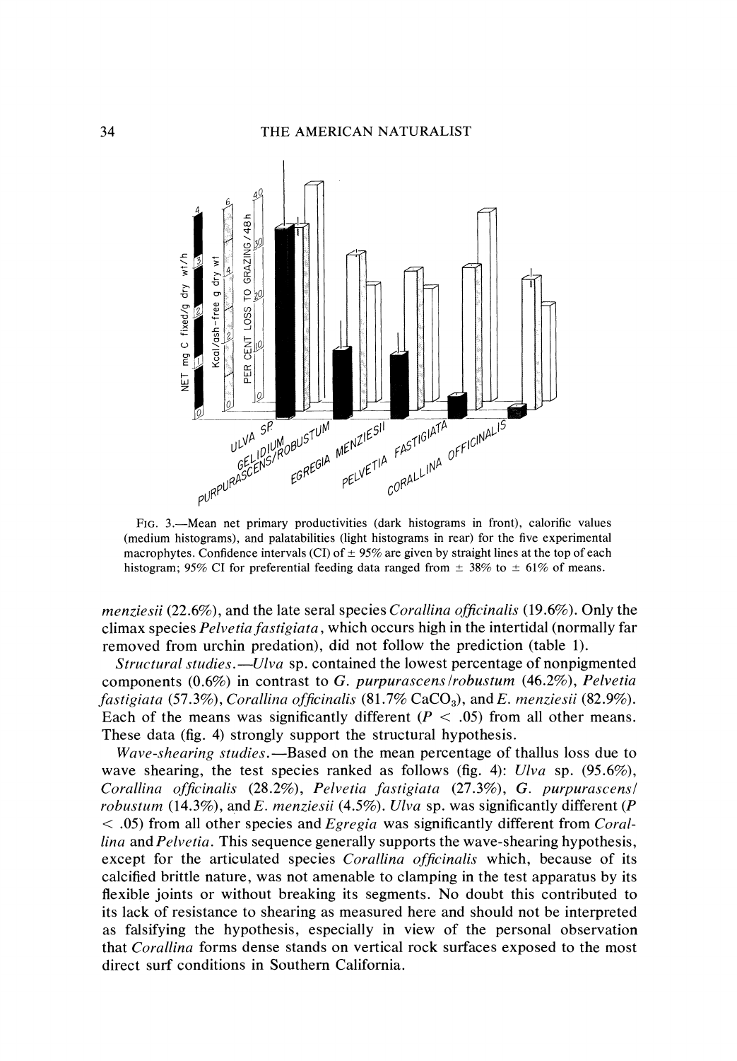FIG. 3.—Mean net primary productivities (dark histograms in front), calorific values (medium histograms), and palatabilities (light histograms in rear) for the five experimental macrophytes. Confidence intervals (CI) of ± 95% are given by straight lines at the top of each histogram; 95% CI for preferential feeding data ranged from ± 38% to ± 61% of means.

*menziesii* (22.6%), and the late seral species *Corallina officinalis* (19.6%). Only the climax species *Pelvetia fastigiata*, which occurs high in the intertidal (normally far removed from urchin predation), did not follow the prediction (table 1).

*Structural studies.*—*Ulva* sp. contained the lowest percentage of nonpigmented components (0.6%) in contrast to *G. purpurascens/robustum* (46.2%), *Pelvetia fastigiata* (57.3%), *Corallina officinalis* (81.7% $CaCO_3$), and *E. menziesii* (82.9%). Each of the means was significantly different ($P < .05$) from all other means. These data (fig. 4) strongly support the structural hypothesis.

*Wave-shearing studies.*—Based on the mean percentage of thallus loss due to wave shearing, the test species ranked as follows (fig. 4): *Ulva* sp. (95.6%), *Corallina officinalis* (28.2%), *Pelvetia fastigiata* (27.3%), *G. purpurascens/robustum* (14.3%), and *E. menziesii* (4.5%). *Ulva* sp. was significantly different ($P < .05$) from all other species and *Egregia* was significantly different from *Corallina* and *Pelvetia*. This sequence generally supports the wave-shearing hypothesis, except for the articulated species *Corallina officinalis* which, because of its calcified brittle nature, was not amenable to clamping in the test apparatus by its flexible joints or without breaking its segments. No doubt this contributed to its lack of resistance to shearing as measured here and should not be interpreted as falsifying the hypothesis, especially in view of the personal observation that *Corallina* forms dense stands on vertical rock surfaces exposed to the most direct surf conditions in Southern California.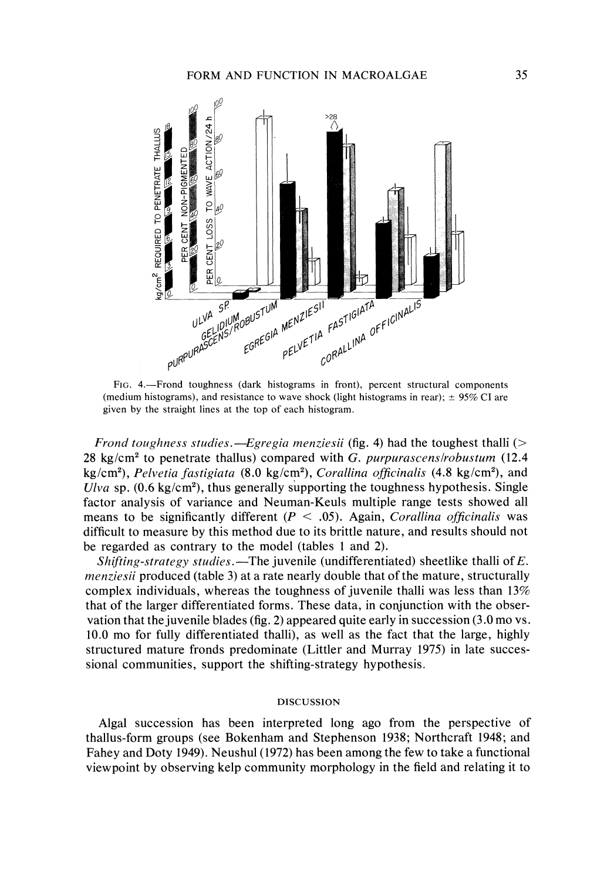FIG. 4.—Frond toughness (dark histograms in front), percent structural components (medium histograms), and resistance to wave shock (light histograms in rear); ± 95% CI are given by the straight lines at the top of each histogram.

*Frond toughness studies.*—*Egregia menziesii* (fig. 4) had the toughest thalli (> 28 kg/cm$^2$ to penetrate thallus) compared with *G. purpurascens/robustum* (12.4 kg/cm$^2$), *Pelvetia fastigiata* (8.0 kg/cm$^2$), *Corallina officinalis* (4.8 kg/cm$^2$), and *Ulva* sp. (0.6 kg/cm$^2$), thus generally supporting the toughness hypothesis. Single factor analysis of variance and Neuman-Keuls multiple range tests showed all means to be significantly different ($P < .05$). Again, *Corallina officinalis* was difficult to measure by this method due to its brittle nature, and results should not be regarded as contrary to the model (tables 1 and 2).

*Shifting-strategy studies.*—The juvenile (undifferentiated) sheetlike thalli of *E. menziesii* produced (table 3) at a rate nearly double that of the mature, structurally complex individuals, whereas the toughness of juvenile thalli was less than 13% that of the larger differentiated forms. These data, in conjunction with the observation that the juvenile blades (fig. 2) appeared quite early in succession (3.0 mo vs. 10.0 mo for fully differentiated thalli), as well as the fact that the large, highly structured mature fronds predominate (Littler and Murray 1975) in late successional communities, support the shifting-strategy hypothesis.

## DISCUSSION

Algal succession has been interpreted long ago from the perspective of thallus-form groups (see Bokenham and Stephenson 1938; Northcraft 1948; and Fahey and Doty 1949). Neushul (1972) has been among the few to take a functional viewpoint by observing kelp community morphology in the field and relating it to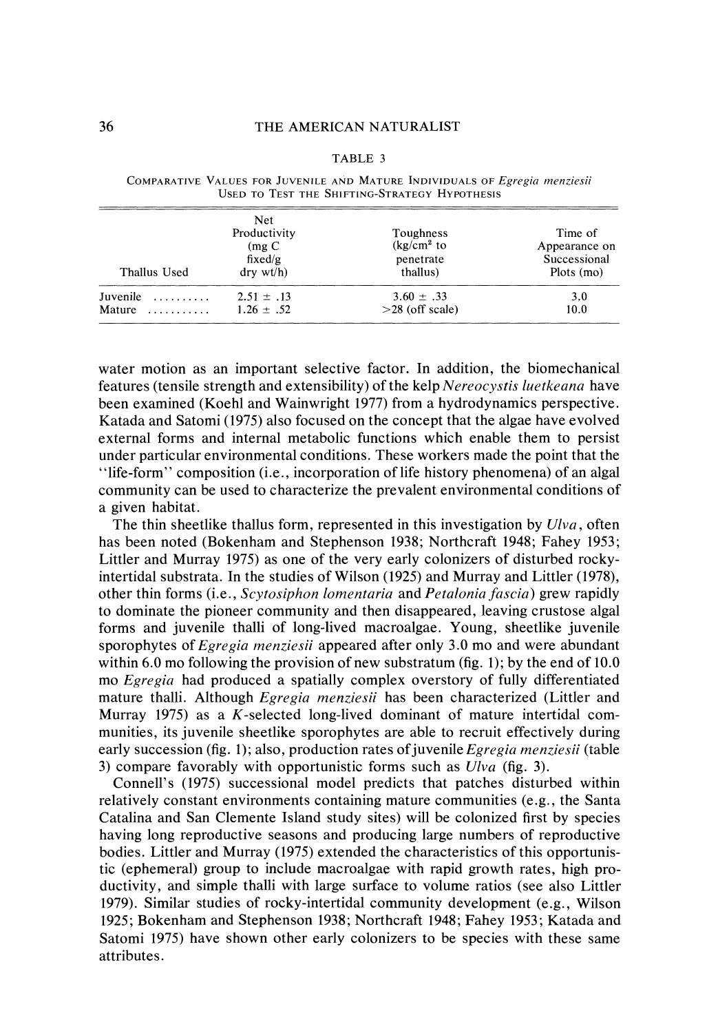TABLE 3

COMPARATIVE VALUES FOR JUVENILE AND MATURE INDIVIDUALS OF *Egregia menziesii* USED TO TEST THE SHIFTING-STRATEGY HYPOTHESIS

| Thallus Used | Net Productivity (mg C fixed/g dry wt/h) | Toughness ($kg/cm^2$ to penetrate thallus) | Time of Appearance on Successional Plots (mo) |
|---|---|---|---|
| Juvenile .......... | $2.51 \pm .13$ | $3.60 \pm .33$ | 3.0 |
| Mature ........... | $1.26 \pm .52$ | >28 (off scale) | 10.0 |

water motion as an important selective factor. In addition, the biomechanical features (tensile strength and extensibility) of the kelp *Nereocystis luetkeana* have been examined (Koehl and Wainwright 1977) from a hydrodynamics perspective. Katada and Satomi (1975) also focused on the concept that the algae have evolved external forms and internal metabolic functions which enable them to persist under particular environmental conditions. These workers made the point that the "life-form" composition (i.e., incorporation of life history phenomena) of an algal community can be used to characterize the prevalent environmental conditions of a given habitat.

The thin sheetlike thallus form, represented in this investigation by *Ulva*, often has been noted (Bokenham and Stephenson 1938; Northcraft 1948; Fahey 1953; Littler and Murray 1975) as one of the very early colonizers of disturbed rocky-intertidal substrata. In the studies of Wilson (1925) and Murray and Littler (1978), other thin forms (i.e., *Scytosiphon lomentaria* and *Petalonia fascia*) grew rapidly to dominate the pioneer community and then disappeared, leaving crustose algal forms and juvenile thalli of long-lived macroalgae. Young, sheetlike juvenile sporophytes of *Egregia menziesii* appeared after only 3.0 mo and were abundant within 6.0 mo following the provision of new substratum (fig. 1); by the end of 10.0 mo *Egregia* had produced a spatially complex overstory of fully differentiated mature thalli. Although *Egregia menziesii* has been characterized (Littler and Murray 1975) as a *K*-selected long-lived dominant of mature intertidal communities, its juvenile sheetlike sporophytes are able to recruit effectively during early succession (fig. 1); also, production rates of juvenile *Egregia menziesii* (table 3) compare favorably with opportunistic forms such as *Ulva* (fig. 3).

Connell's (1975) successional model predicts that patches disturbed within relatively constant environments containing mature communities (e.g., the Santa Catalina and San Clemente Island study sites) will be colonized first by species having long reproductive seasons and producing large numbers of reproductive bodies. Littler and Murray (1975) extended the characteristics of this opportunistic (ephemeral) group to include macroalgae with rapid growth rates, high productivity, and simple thalli with large surface to volume ratios (see also Littler 1979). Similar studies of rocky-intertidal community development (e.g., Wilson 1925; Bokenham and Stephenson 1938; Northcraft 1948; Fahey 1953; Katada and Satomi 1975) have shown other early colonizers to be species with these same attributes.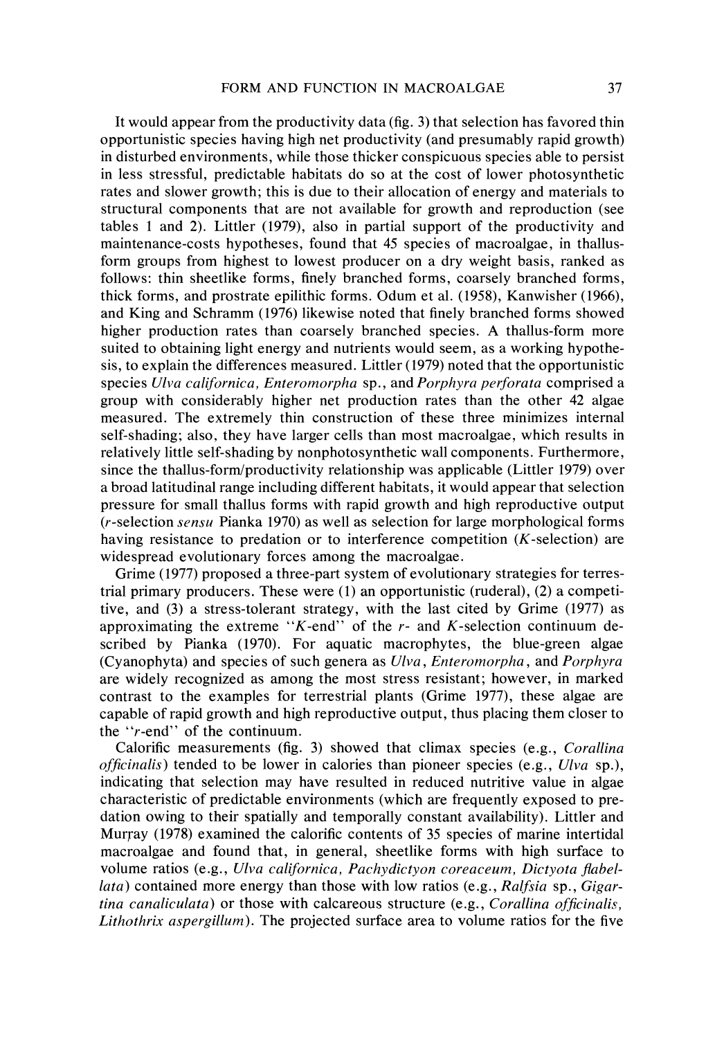It would appear from the productivity data (fig. 3) that selection has favored thin opportunistic species having high net productivity (and presumably rapid growth) in disturbed environments, while those thicker conspicuous species able to persist in less stressful, predictable habitats do so at the cost of lower photosynthetic rates and slower growth; this is due to their allocation of energy and materials to structural components that are not available for growth and reproduction (see tables 1 and 2). Littler (1979), also in partial support of the productivity and maintenance-costs hypotheses, found that 45 species of macroalgae, in thallus-form groups from highest to lowest producer on a dry weight basis, ranked as follows: thin sheetlike forms, finely branched forms, coarsely branched forms, thick forms, and prostrate epilithic forms. Odum et al. (1958), Kanwisher (1966), and King and Schramm (1976) likewise noted that finely branched forms showed higher production rates than coarsely branched species. A thallus-form more suited to obtaining light energy and nutrients would seem, as a working hypothesis, to explain the differences measured. Littler (1979) noted that the opportunistic species *Ulva californica*, *Enteromorpha* sp., and *Porphyra perforata* comprised a group with considerably higher net production rates than the other 42 algae measured. The extremely thin construction of these three minimizes internal self-shading; also, they have larger cells than most macroalgae, which results in relatively little self-shading by nonphotosynthetic wall components. Furthermore, since the thallus-form/productivity relationship was applicable (Littler 1979) over a broad latitudinal range including different habitats, it would appear that selection pressure for small thallus forms with rapid growth and high reproductive output ($r$-selection *sensu* Pianka 1970) as well as selection for large morphological forms having resistance to predation or to interference competition ($K$-selection) are widespread evolutionary forces among the macroalgae.

Grime (1977) proposed a three-part system of evolutionary strategies for terrestrial primary producers. These were (1) an opportunistic (ruderal), (2) a competitive, and (3) a stress-tolerant strategy, with the last cited by Grime (1977) as approximating the extreme "$K$-end" of the $r$- and $K$-selection continuum described by Pianka (1970). For aquatic macrophytes, the blue-green algae (Cyanophyta) and species of such genera as *Ulva*, *Enteromorpha*, and *Porphyra* are widely recognized as among the most stress resistant; however, in marked contrast to the examples for terrestrial plants (Grime 1977), these algae are capable of rapid growth and high reproductive output, thus placing them closer to the "$r$-end" of the continuum.

Calorific measurements (fig. 3) showed that climax species (e.g., *Corallina officinalis*) tended to be lower in calories than pioneer species (e.g., *Ulva* sp.), indicating that selection may have resulted in reduced nutritive value in algae characteristic of predictable environments (which are frequently exposed to predation owing to their spatially and temporally constant availability). Littler and Murray (1978) examined the calorific contents of 35 species of marine intertidal macroalgae and found that, in general, sheetlike forms with high surface to volume ratios (e.g., *Ulva californica, Pachydictyon coreaceum, Dictyota flabellata*) contained more energy than those with low ratios (e.g., *Ralfsia* sp., *Gigartina canaliculata*) or those with calcareous structure (e.g., *Corallina officinalis, Lithothrix aspergillum*). The projected surface area to volume ratios for the five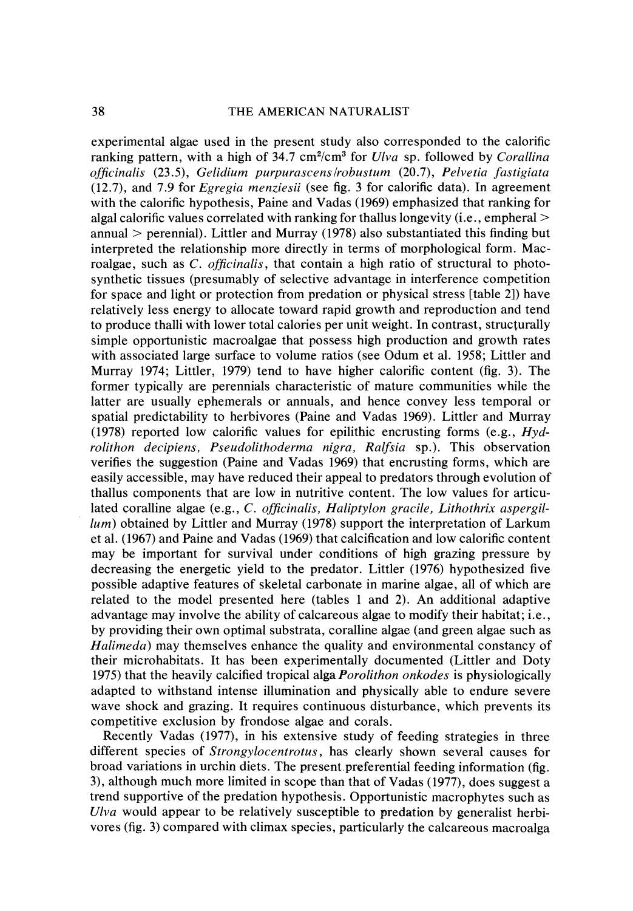experimental algae used in the present study also corresponded to the calorific ranking pattern, with a high of 34.7 $cm^2/cm^3$ for *Ulva* sp. followed by *Corallina officinalis* (23.5), *Gelidium purpurascens/robustum* (20.7), *Pelvetia fastigiata* (12.7), and 7.9 for *Egregia menziesii* (see fig. 3 for calorific data). In agreement with the calorific hypothesis, Paine and Vadas (1969) emphasized that ranking for algal calorific values correlated with ranking for thallus longevity (i.e., empheral > annual > perennial). Littler and Murray (1978) also substantiated this finding but interpreted the relationship more directly in terms of morphological form. Macroalgae, such as *C. officinalis*, that contain a high ratio of structural to photosynthetic tissues (presumably of selective advantage in interference competition for space and light or protection from predation or physical stress [table 2]) have relatively less energy to allocate toward rapid growth and reproduction and tend to produce thalli with lower total calories per unit weight. In contrast, structurally simple opportunistic macroalgae that possess high production and growth rates with associated large surface to volume ratios (see Odum et al. 1958; Littler and Murray 1974; Littler, 1979) tend to have higher calorific content (fig. 3). The former typically are perennials characteristic of mature communities while the latter are usually ephemerals or annuals, and hence convey less temporal or spatial predictability to herbivores (Paine and Vadas 1969). Littler and Murray (1978) reported low calorific values for epilithic encrusting forms (e.g., *Hydrolithon decipiens, Pseudolithoderma nigra, Ralfsia* sp.). This observation verifies the suggestion (Paine and Vadas 1969) that encrusting forms, which are easily accessible, may have reduced their appeal to predators through evolution of thallus components that are low in nutritive content. The low values for articulated coralline algae (e.g., *C. officinalis, Haliptylon gracile, Lithothrix aspergillum*) obtained by Littler and Murray (1978) support the interpretation of Larkum et al. (1967) and Paine and Vadas (1969) that calcification and low calorific content may be important for survival under conditions of high grazing pressure by decreasing the energetic yield to the predator. Littler (1976) hypothesized five possible adaptive features of skeletal carbonate in marine algae, all of which are related to the model presented here (tables 1 and 2). An additional adaptive advantage may involve the ability of calcareous algae to modify their habitat; i.e., by providing their own optimal substrata, coralline algae (and green algae such as *Halimeda*) may themselves enhance the quality and environmental constancy of their microhabitats. It has been experimentally documented (Littler and Doty 1975) that the heavily calcified tropical alga *Porolithon onkodes* is physiologically adapted to withstand intense illumination and physically able to endure severe wave shock and grazing. It requires continuous disturbance, which prevents its competitive exclusion by frondose algae and corals.

Recently Vadas (1977), in his extensive study of feeding strategies in three different species of *Strongylocentrotus*, has clearly shown several causes for broad variations in urchin diets. The present preferential feeding information (fig. 3), although much more limited in scope than that of Vadas (1977), does suggest a trend supportive of the predation hypothesis. Opportunistic macrophytes such as *Ulva* would appear to be relatively susceptible to predation by generalist herbivores (fig. 3) compared with climax species, particularly the calcareous macroalga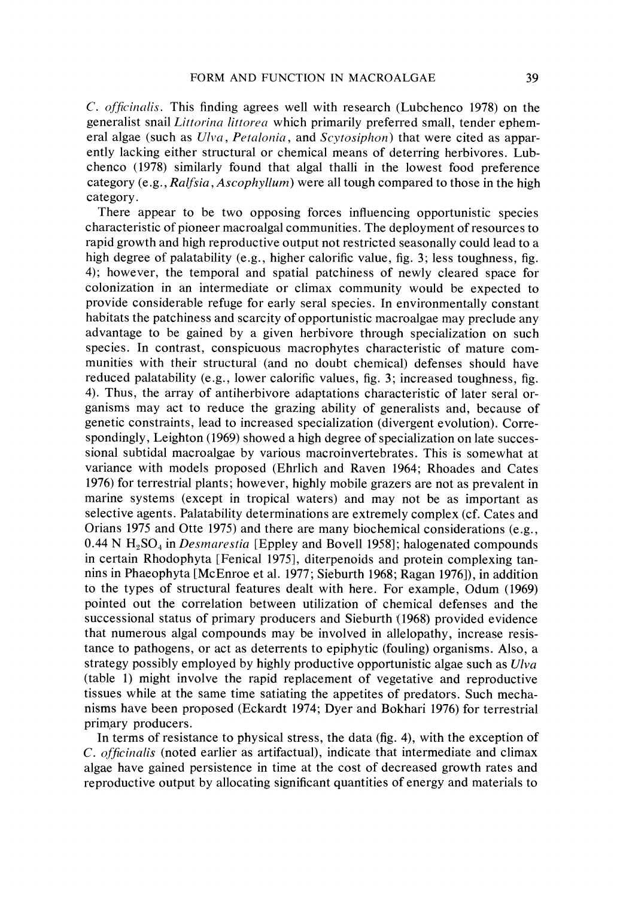*C. officinalis*. This finding agrees well with research (Lubchenco 1978) on the generalist snail *Littorina littorea* which primarily preferred small, tender ephemeral algae (such as *Ulva*, *Petalonia*, and *Scytosiphon*) that were cited as apparently lacking either structural or chemical means of deterring herbivores. Lubchenco (1978) similarly found that algal thalli in the lowest food preference category (e.g., *Ralfsia*, *Ascophyllum*) were all tough compared to those in the high category.

There appear to be two opposing forces influencing opportunistic species characteristic of pioneer macroalgal communities. The deployment of resources to rapid growth and high reproductive output not restricted seasonally could lead to a high degree of palatability (e.g., higher calorific value, fig. 3; less toughness, fig. 4); however, the temporal and spatial patchiness of newly cleared space for colonization in an intermediate or climax community would be expected to provide considerable refuge for early seral species. In environmentally constant habitats the patchiness and scarcity of opportunistic macroalgae may preclude any advantage to be gained by a given herbivore through specialization on such species. In contrast, conspicuous macrophytes characteristic of mature communities with their structural (and no doubt chemical) defenses should have reduced palatability (e.g., lower calorific values, fig. 3; increased toughness, fig. 4). Thus, the array of antiherbivore adaptations characteristic of later seral organisms may act to reduce the grazing ability of generalists and, because of genetic constraints, lead to increased specialization (divergent evolution). Correspondingly, Leighton (1969) showed a high degree of specialization on late successional subtidal macroalgae by various macroinvertebrates. This is somewhat at variance with models proposed (Ehrlich and Raven 1964; Rhoades and Cates 1976) for terrestrial plants; however, highly mobile grazers are not as prevalent in marine systems (except in tropical waters) and may not be as important as selective agents. Palatability determinations are extremely complex (cf. Cates and Orians 1975 and Otte 1975) and there are many biochemical considerations (e.g., 0.44 N $H_2SO_4$ in *Desmarestia* [Eppley and Bovell 1958]; halogenated compounds in certain Rhodophyta [Fenical 1975], diterpenoids and protein complexing tannins in Phaeophyta [McEnroe et al. 1977; Sieburth 1968; Ragan 1976]), in addition to the types of structural features dealt with here. For example, Odum (1969) pointed out the correlation between utilization of chemical defenses and the successional status of primary producers and Sieburth (1968) provided evidence that numerous algal compounds may be involved in allelopathy, increase resistance to pathogens, or act as deterrents to epiphytic (fouling) organisms. Also, a strategy possibly employed by highly productive opportunistic algae such as *Ulva* (table 1) might involve the rapid replacement of vegetative and reproductive tissues while at the same time satiating the appetites of predators. Such mechanisms have been proposed (Eckardt 1974; Dyer and Bokhari 1976) for terrestrial primary producers.

In terms of resistance to physical stress, the data (fig. 4), with the exception of *C. officinalis* (noted earlier as artifactual), indicate that intermediate and climax algae have gained persistence in time at the cost of decreased growth rates and reproductive output by allocating significant quantities of energy and materials to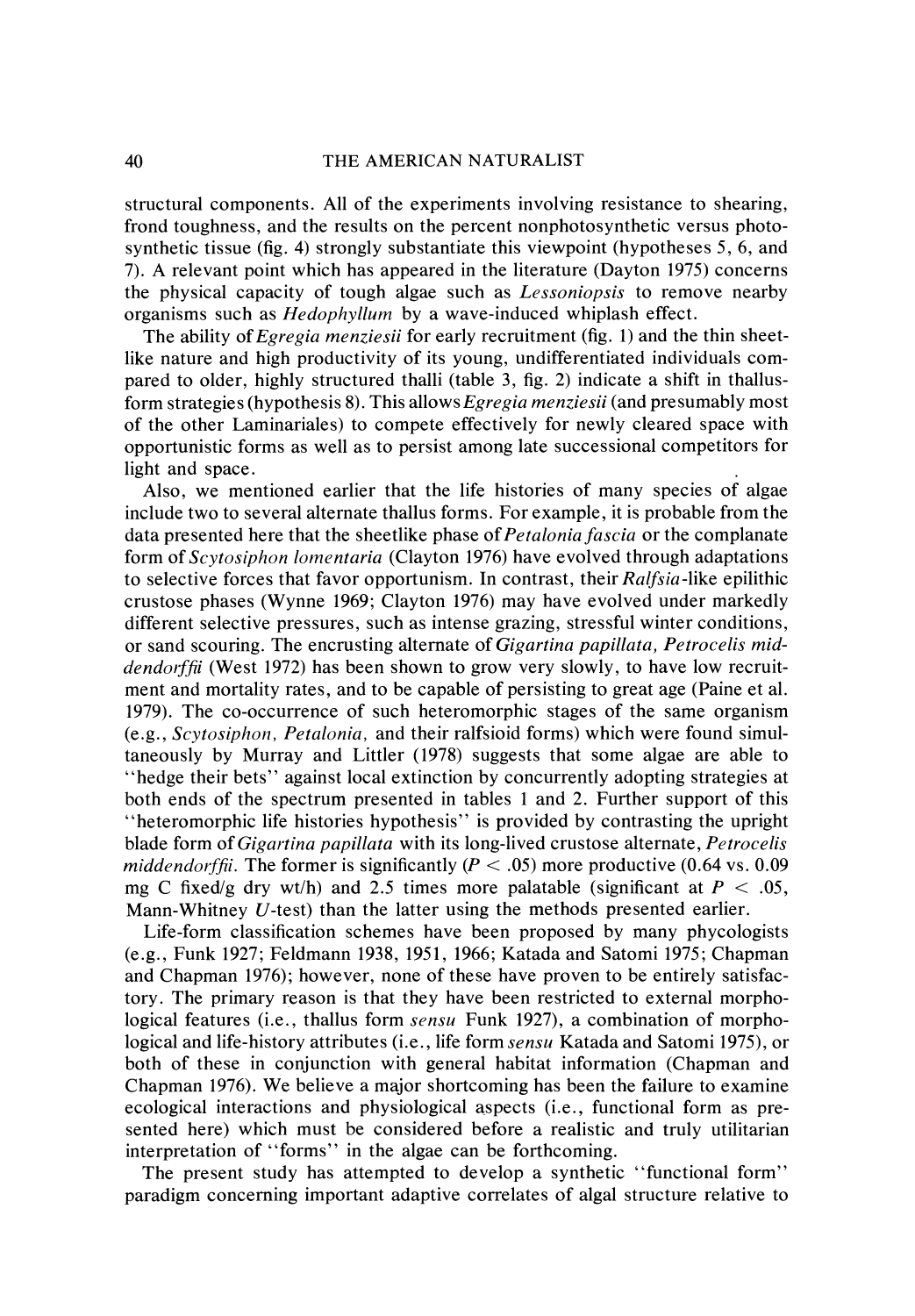structural components. All of the experiments involving resistance to shearing, frond toughness, and the results on the percent nonphotosynthetic versus photosynthetic tissue (fig. 4) strongly substantiate this viewpoint (hypotheses 5, 6, and 7). A relevant point which has appeared in the literature (Dayton 1975) concerns the physical capacity of tough algae such as *Lessoniopsis* to remove nearby organisms such as *Hedophyllum* by a wave-induced whiplash effect.

The ability of *Egregia menziesii* for early recruitment (fig. 1) and the thin sheet-like nature and high productivity of its young, undifferentiated individuals compared to older, highly structured thalli (table 3, fig. 2) indicate a shift in thallus-form strategies (hypothesis 8). This allows *Egregia menziesii* (and presumably most of the other Laminariales) to compete effectively for newly cleared space with opportunistic forms as well as to persist among late successional competitors for light and space.

Also, we mentioned earlier that the life histories of many species of algae include two to several alternate thallus forms. For example, it is probable from the data presented here that the sheetlike phase of *Petalonia fascia* or the complanate form of *Scytosiphon lomentaria* (Clayton 1976) have evolved through adaptations to selective forces that favor opportunism. In contrast, their *Ralfsia*-like epilithic crustose phases (Wynne 1969; Clayton 1976) may have evolved under markedly different selective pressures, such as intense grazing, stressful winter conditions, or sand scouring. The encrusting alternate of *Gigartina papillata, Petrocelis middendorffii* (West 1972) has been shown to grow very slowly, to have low recruitment and mortality rates, and to be capable of persisting to great age (Paine et al. 1979). The co-occurrence of such heteromorphic stages of the same organism (e.g., *Scytosiphon, Petalonia,* and their ralfsioid forms) which were found simultaneously by Murray and Littler (1978) suggests that some algae are able to "hedge their bets" against local extinction by concurrently adopting strategies at both ends of the spectrum presented in tables 1 and 2. Further support of this "heteromorphic life histories hypothesis" is provided by contrasting the upright blade form of *Gigartina papillata* with its long-lived crustose alternate, *Petrocelis middendorffii*. The former is significantly ($P < .05$) more productive (0.64 vs. 0.09 mg C fixed/g dry wt/h) and 2.5 times more palatable (significant at $P < .05$, Mann-Whitney $U$-test) than the latter using the methods presented earlier.

Life-form classification schemes have been proposed by many phycologists (e.g., Funk 1927; Feldmann 1938, 1951, 1966; Katada and Satomi 1975; Chapman and Chapman 1976); however, none of these have proven to be entirely satisfactory. The primary reason is that they have been restricted to external morphological features (i.e., thallus form *sensu* Funk 1927), a combination of morphological and life-history attributes (i.e., life form *sensu* Katada and Satomi 1975), or both of these in conjunction with general habitat information (Chapman and Chapman 1976). We believe a major shortcoming has been the failure to examine ecological interactions and physiological aspects (i.e., functional form as presented here) which must be considered before a realistic and truly utilitarian interpretation of "forms" in the algae can be forthcoming.

The present study has attempted to develop a synthetic "functional form" paradigm concerning important adaptive correlates of algal structure relative to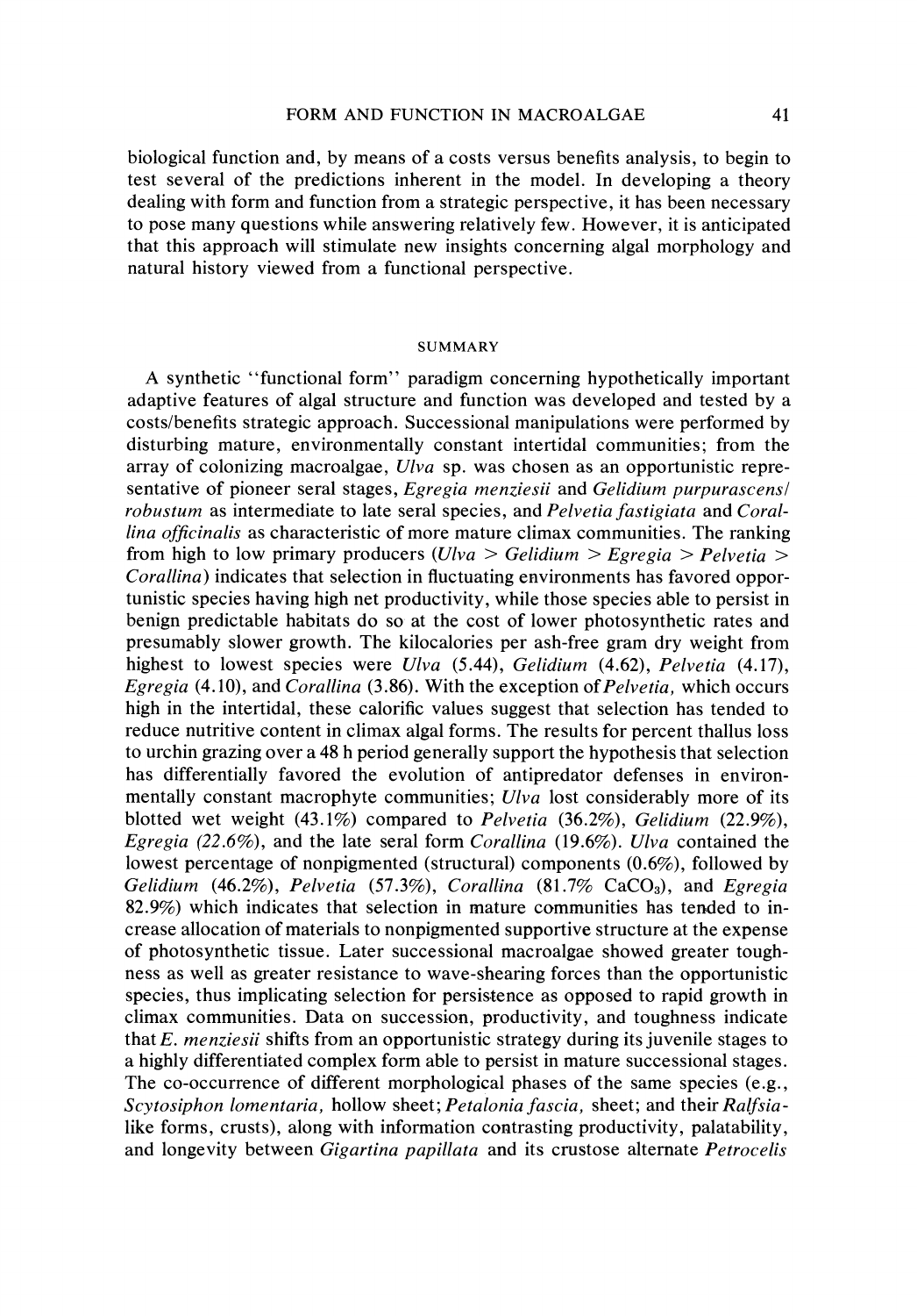biological function and, by means of a costs versus benefits analysis, to begin to test several of the predictions inherent in the model. In developing a theory dealing with form and function from a strategic perspective, it has been necessary to pose many questions while answering relatively few. However, it is anticipated that this approach will stimulate new insights concerning algal morphology and natural history viewed from a functional perspective.

## SUMMARY

A synthetic "functional form" paradigm concerning hypothetically important adaptive features of algal structure and function was developed and tested by a costs/benefits strategic approach. Successional manipulations were performed by disturbing mature, environmentally constant intertidal communities; from the array of colonizing macroalgae, *Ulva* sp. was chosen as an opportunistic representative of pioneer seral stages, *Egregia menziesii* and *Gelidium purpurascens/robustum* as intermediate to late seral species, and *Pelvetia fastigiata* and *Corallina officinalis* as characteristic of more mature climax communities. The ranking from high to low primary producers (*Ulva* > *Gelidium* > *Egregia* > *Pelvetia* > *Corallina*) indicates that selection in fluctuating environments has favored opportunistic species having high net productivity, while those species able to persist in benign predictable habitats do so at the cost of lower photosynthetic rates and presumably slower growth. The kilocalories per ash-free gram dry weight from highest to lowest species were *Ulva* (5.44), *Gelidium* (4.62), *Pelvetia* (4.17), *Egregia* (4.10), and *Corallina* (3.86). With the exception of *Pelvetia*, which occurs high in the intertidal, these calorific values suggest that selection has tended to reduce nutritive content in climax algal forms. The results for percent thallus loss to urchin grazing over a 48 h period generally support the hypothesis that selection has differentially favored the evolution of antipredator defenses in environmentally constant macrophyte communities; *Ulva* lost considerably more of its blotted wet weight (43.1%) compared to *Pelvetia* (36.2%), *Gelidium* (22.9%), *Egregia* (22.6%), and the late seral form *Corallina* (19.6%). *Ulva* contained the lowest percentage of nonpigmented (structural) components (0.6%), followed by *Gelidium* (46.2%), *Pelvetia* (57.3%), *Corallina* (81.7% $CaCO_3$), and *Egregia* 82.9%) which indicates that selection in mature communities has tended to increase allocation of materials to nonpigmented supportive structure at the expense of photosynthetic tissue. Later successional macroalgae showed greater toughness as well as greater resistance to wave-shearing forces than the opportunistic species, thus implicating selection for persistence as opposed to rapid growth in climax communities. Data on succession, productivity, and toughness indicate that *E. menziesii* shifts from an opportunistic strategy during its juvenile stages to a highly differentiated complex form able to persist in mature successional stages. The co-occurrence of different morphological phases of the same species (e.g., *Scytosiphon lomentaria*, hollow sheet; *Petalonia fascia*, sheet; and their *Ralfsia*-like forms, crusts), along with information contrasting productivity, palatability, and longevity between *Gigartina papillata* and its crustose alternate *Petrocelis*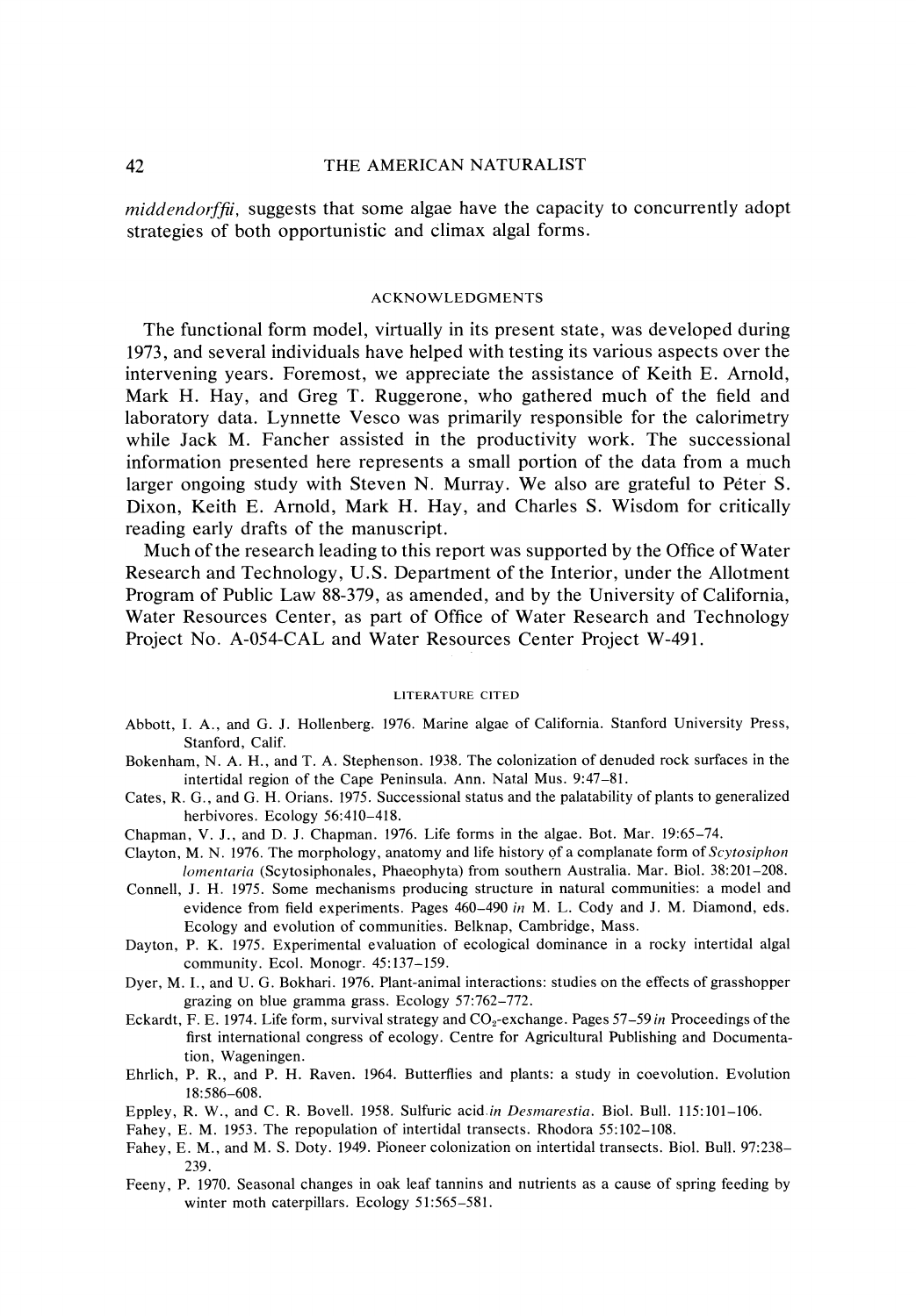*middendorffii*, suggests that some algae have the capacity to concurrently adopt strategies of both opportunistic and climax algal forms.

## ACKNOWLEDGMENTS

The functional form model, virtually in its present state, was developed during 1973, and several individuals have helped with testing its various aspects over the intervening years. Foremost, we appreciate the assistance of Keith E. Arnold, Mark H. Hay, and Greg T. Ruggerone, who gathered much of the field and laboratory data. Lynnette Vesco was primarily responsible for the calorimetry while Jack M. Fancher assisted in the productivity work. The successional information presented here represents a small portion of the data from a much larger ongoing study with Steven N. Murray. We also are grateful to Péter S. Dixon, Keith E. Arnold, Mark H. Hay, and Charles S. Wisdom for critically reading early drafts of the manuscript.

Much of the research leading to this report was supported by the Office of Water Research and Technology, U.S. Department of the Interior, under the Allotment Program of Public Law 88-379, as amended, and by the University of California, Water Resources Center, as part of Office of Water Research and Technology Project No. A-054-CAL and Water Resources Center Project W-491.

## LITERATURE CITED

Abbott, I. A., and G. J. Hollenberg. 1976. Marine algae of California. Stanford University Press, Stanford, Calif.

Bokenham, N. A. H., and T. A. Stephenson. 1938. The colonization of denuded rock surfaces in the intertidal region of the Cape Peninsula. Ann. Natal Mus. 9:47–81.

Cates, R. G., and G. H. Orians. 1975. Successional status and the palatability of plants to generalized herbivores. Ecology 56:410–418.

Chapman, V. J., and D. J. Chapman. 1976. Life forms in the algae. Bot. Mar. 19:65–74.

Clayton, M. N. 1976. The morphology, anatomy and life history of a complanate form of *Scytosiphon lomentaria* (Scytosiphonales, Phaeophyta) from southern Australia. Mar. Biol. 38:201–208.

Connell, J. H. 1975. Some mechanisms producing structure in natural communities: a model and evidence from field experiments. Pages 460–490 *in* M. L. Cody and J. M. Diamond, eds. Ecology and evolution of communities. Belknap, Cambridge, Mass.

Dayton, P. K. 1975. Experimental evaluation of ecological dominance in a rocky intertidal algal community. Ecol. Monogr. 45:137–159.

Dyer, M. I., and U. G. Bokhari. 1976. Plant-animal interactions: studies on the effects of grasshopper grazing on blue gramma grass. Ecology 57:762–772.

Eckardt, F. E. 1974. Life form, survival strategy and $CO_2$-exchange. Pages 57–59 *in* Proceedings of the first international congress of ecology. Centre for Agricultural Publishing and Documentation, Wageningen.

Ehrlich, P. R., and P. H. Raven. 1964. Butterflies and plants: a study in coevolution. Evolution 18:586–608.

Eppley, R. W., and C. R. Bovell. 1958. Sulfuric acid *in Desmarestia*. Biol. Bull. 115:101–106.

Fahey, E. M. 1953. The repopulation of intertidal transects. Rhodora 55:102–108.

Fahey, E. M., and M. S. Doty. 1949. Pioneer colonization on intertidal transects. Biol. Bull. 97:238–239.

Feeny, P. 1970. Seasonal changes in oak leaf tannins and nutrients as a cause of spring feeding by winter moth caterpillars. Ecology 51:565–581.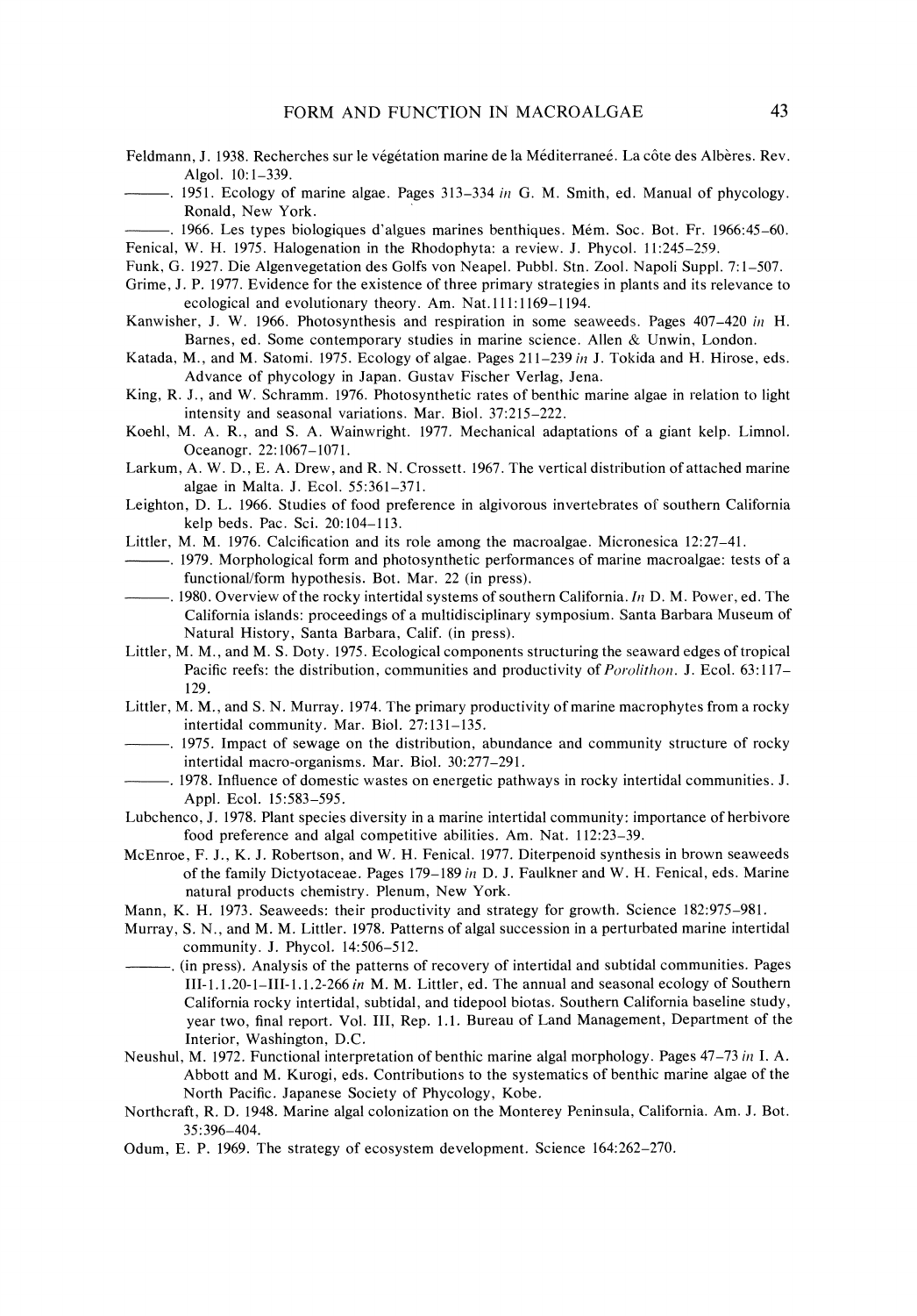Feldmann, J. 1938. Recherches sur le végétation marine de la Méditerraneé. La côte des Albères. Rev. Algol. 10:1–339.

———. 1951. Ecology of marine algae. Pages 313–334 *in* G. M. Smith, ed. Manual of phycology. Ronald, New York.

———. 1966. Les types biologiques d'algues marines benthiques. Mém. Soc. Bot. Fr. 1966:45–60.

Fenical, W. H. 1975. Halogenation in the Rhodophyta: a review. J. Phycol. 11:245–259.

Funk, G. 1927. Die Algenvegetation des Golfs von Neapel. Pubbl. Stn. Zool. Napoli Suppl. 7:1–507.

Grime, J. P. 1977. Evidence for the existence of three primary strategies in plants and its relevance to ecological and evolutionary theory. Am. Nat. 111:1169–1194.

Kanwisher, J. W. 1966. Photosynthesis and respiration in some seaweeds. Pages 407–420 *in* H. Barnes, ed. Some contemporary studies in marine science. Allen & Unwin, London.

Katada, M., and M. Satomi. 1975. Ecology of algae. Pages 211–239 *in* J. Tokida and H. Hirose, eds. Advance of phycology in Japan. Gustav Fischer Verlag, Jena.

King, R. J., and W. Schramm. 1976. Photosynthetic rates of benthic marine algae in relation to light intensity and seasonal variations. Mar. Biol. 37:215–222.

Koehl, M. A. R., and S. A. Wainwright. 1977. Mechanical adaptations of a giant kelp. Limnol. Oceanogr. 22:1067–1071.

Larkum, A. W. D., E. A. Drew, and R. N. Crossett. 1967. The vertical distribution of attached marine algae in Malta. J. Ecol. 55:361–371.

Leighton, D. L. 1966. Studies of food preference in algivorous invertebrates of southern California kelp beds. Pac. Sci. 20:104–113.

Littler, M. M. 1976. Calcification and its role among the macroalgae. Micronesica 12:27–41.

———. 1979. Morphological form and photosynthetic performances of marine macroalgae: tests of a functional/form hypothesis. Bot. Mar. 22 (in press).

———. 1980. Overview of the rocky intertidal systems of southern California. *In* D. M. Power, ed. The California islands: proceedings of a multidisciplinary symposium. Santa Barbara Museum of Natural History, Santa Barbara, Calif. (in press).

Littler, M. M., and M. S. Doty. 1975. Ecological components structuring the seaward edges of tropical Pacific reefs: the distribution, communities and productivity of *Porolithon*. J. Ecol. 63:117–129.

Littler, M. M., and S. N. Murray. 1974. The primary productivity of marine macrophytes from a rocky intertidal community. Mar. Biol. 27:131–135.

———. 1975. Impact of sewage on the distribution, abundance and community structure of rocky intertidal macro-organisms. Mar. Biol. 30:277–291.

———. 1978. Influence of domestic wastes on energetic pathways in rocky intertidal communities. J. Appl. Ecol. 15:583–595.

Lubchenco, J. 1978. Plant species diversity in a marine intertidal community: importance of herbivore food preference and algal competitive abilities. Am. Nat. 112:23–39.

McEnroe, F. J., K. J. Robertson, and W. H. Fenical. 1977. Diterpenoid synthesis in brown seaweeds of the family Dictyotaceae. Pages 179–189 *in* D. J. Faulkner and W. H. Fenical, eds. Marine natural products chemistry. Plenum, New York.

Mann, K. H. 1973. Seaweeds: their productivity and strategy for growth. Science 182:975–981.

Murray, S. N., and M. M. Littler. 1978. Patterns of algal succession in a perturbated marine intertidal community. J. Phycol. 14:506–512.

———. (in press). Analysis of the patterns of recovery of intertidal and subtidal communities. Pages III-1.1.20-1–III-1.1.2-266 *in* M. M. Littler, ed. The annual and seasonal ecology of Southern California rocky intertidal, subtidal, and tidepool biotas. Southern California baseline study, year two, final report. Vol. III, Rep. 1.1. Bureau of Land Management, Department of the Interior, Washington, D.C.

Neushul, M. 1972. Functional interpretation of benthic marine algal morphology. Pages 47–73 *in* I. A. Abbott and M. Kurogi, eds. Contributions to the systematics of benthic marine algae of the North Pacific. Japanese Society of Phycology, Kobe.

Northcraft, R. D. 1948. Marine algal colonization on the Monterey Peninsula, California. Am. J. Bot. 35:396–404.

Odum, E. P. 1969. The strategy of ecosystem development. Science 164:262–270.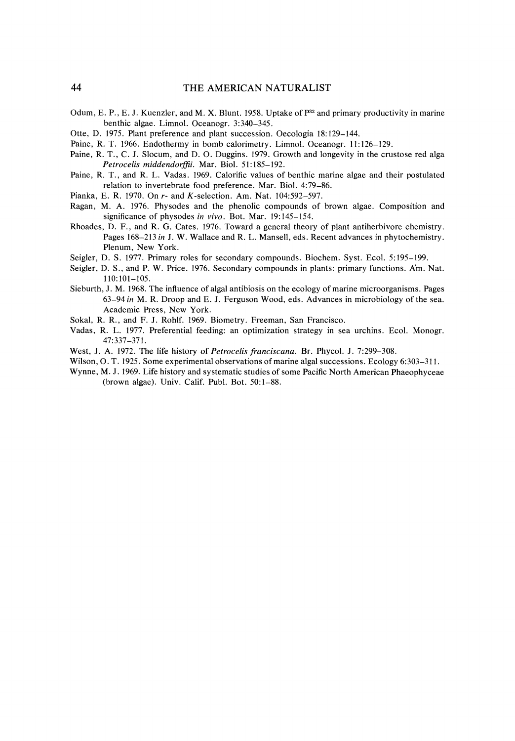Odum, E. P., E. J. Kuenzler, and M. X. Blunt. 1958. Uptake of $P^{32}$ and primary productivity in marine benthic algae. Limnol. Oceanogr. 3:340–345.

Otte, D. 1975. Plant preference and plant succession. Oecologia 18:129–144.

Paine, R. T. 1966. Endothermy in bomb calorimetry. Limnol. Oceanogr. 11:126–129.

Paine, R. T., C. J. Slocum, and D. O. Duggins. 1979. Growth and longevity in the crustose red alga *Petrocelis middendorffii*. Mar. Biol. 51:185–192.

Paine, R. T., and R. L. Vadas. 1969. Calorific values of benthic marine algae and their postulated relation to invertebrate food preference. Mar. Biol. 4:79–86.

Pianka, E. R. 1970. On *r*- and *K*-selection. Am. Nat. 104:592–597.

Ragan, M. A. 1976. Physodes and the phenolic compounds of brown algae. Composition and significance of physodes *in vivo*. Bot. Mar. 19:145–154.

Rhoades, D. F., and R. G. Cates. 1976. Toward a general theory of plant antiherbivore chemistry. Pages 168–213 *in* J. W. Wallace and R. L. Mansell, eds. Recent advances in phytochemistry. Plenum, New York.

Seigler, D. S. 1977. Primary roles for secondary compounds. Biochem. Syst. Ecol. 5:195–199.

Seigler, D. S., and P. W. Price. 1976. Secondary compounds in plants: primary functions. Am. Nat. 110:101–105.

Sieburth, J. M. 1968. The influence of algal antibiosis on the ecology of marine microorganisms. Pages 63–94 *in* M. R. Droop and E. J. Ferguson Wood, eds. Advances in microbiology of the sea. Academic Press, New York.

Sokal, R. R., and F. J. Rohlf. 1969. Biometry. Freeman, San Francisco.

Vadas, R. L. 1977. Preferential feeding: an optimization strategy in sea urchins. Ecol. Monogr. 47:337–371.

West, J. A. 1972. The life history of *Petrocelis franciscana*. Br. Phycol. J. 7:299–308.

Wilson, O. T. 1925. Some experimental observations of marine algal successions. Ecology 6:303–311.

Wynne, M. J. 1969. Life history and systematic studies of some Pacific North American Phaeophyceae (brown algae). Univ. Calif. Publ. Bot. 50:1–88.